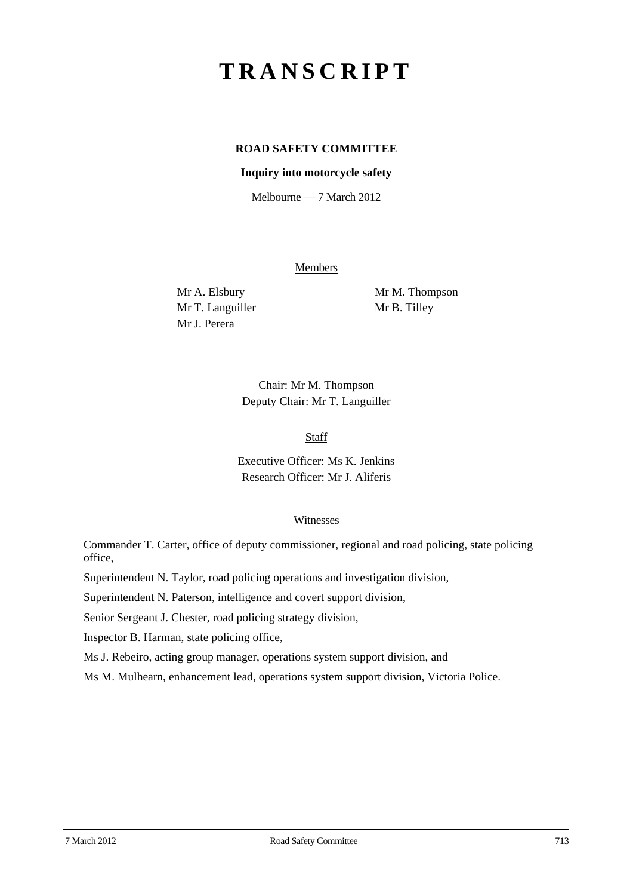# TRANSCRIPT

**ROAD SAFETY COMMITTEE**

**Inquiry into motorcycle safety**

Melbourne — 7 March 2012

Members

Mr A. Elsbury
Mr T. Languiller
Mr J. Perera
Mr M. Thompson
Mr B. Tilley

Chair: Mr M. Thompson
Deputy Chair: Mr T. Languiller

Staff

Executive Officer: Ms K. Jenkins
Research Officer: Mr J. Aliferis

Witnesses

Commander T. Carter, office of deputy commissioner, regional and road policing, state policing office,

Superintendent N. Taylor, road policing operations and investigation division,

Superintendent N. Paterson, intelligence and covert support division,

Senior Sergeant J. Chester, road policing strategy division,

Inspector B. Harman, state policing office,

Ms J. Rebeiro, acting group manager, operations system support division, and

Ms M. Mulhearn, enhancement lead, operations system support division, Victoria Police.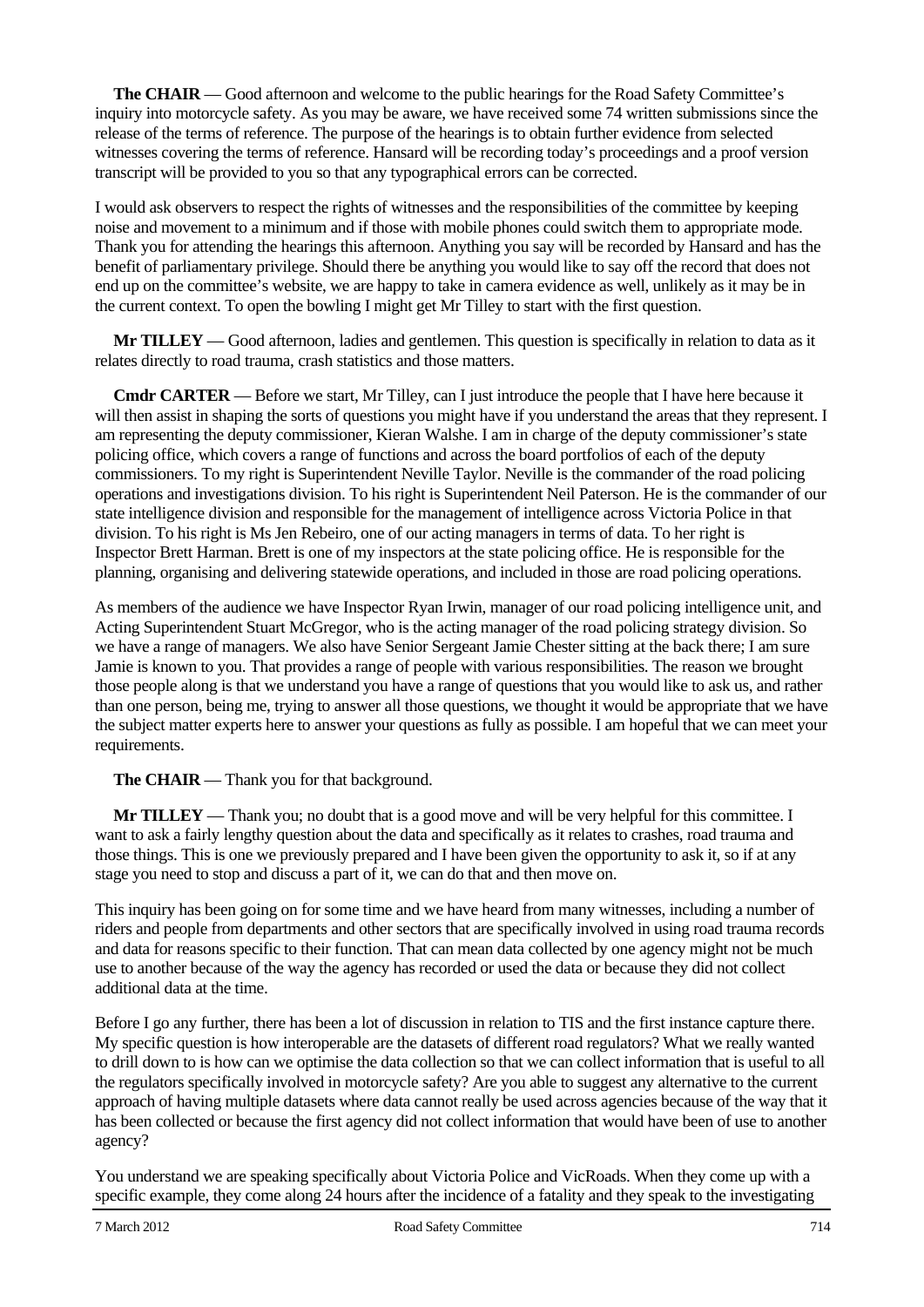**The CHAIR** — Good afternoon and welcome to the public hearings for the Road Safety Committee's inquiry into motorcycle safety. As you may be aware, we have received some 74 written submissions since the release of the terms of reference. The purpose of the hearings is to obtain further evidence from selected witnesses covering the terms of reference. Hansard will be recording today's proceedings and a proof version transcript will be provided to you so that any typographical errors can be corrected.

I would ask observers to respect the rights of witnesses and the responsibilities of the committee by keeping noise and movement to a minimum and if those with mobile phones could switch them to appropriate mode. Thank you for attending the hearings this afternoon. Anything you say will be recorded by Hansard and has the benefit of parliamentary privilege. Should there be anything you would like to say off the record that does not end up on the committee's website, we are happy to take in camera evidence as well, unlikely as it may be in the current context. To open the bowling I might get Mr Tilley to start with the first question.

**Mr TILLEY** — Good afternoon, ladies and gentlemen. This question is specifically in relation to data as it relates directly to road trauma, crash statistics and those matters.

**Cmdr CARTER** — Before we start, Mr Tilley, can I just introduce the people that I have here because it will then assist in shaping the sorts of questions you might have if you understand the areas that they represent. I am representing the deputy commissioner, Kieran Walshe. I am in charge of the deputy commissioner's state policing office, which covers a range of functions and across the board portfolios of each of the deputy commissioners. To my right is Superintendent Neville Taylor. Neville is the commander of the road policing operations and investigations division. To his right is Superintendent Neil Paterson. He is the commander of our state intelligence division and responsible for the management of intelligence across Victoria Police in that division. To his right is Ms Jen Rebeiro, one of our acting managers in terms of data. To her right is Inspector Brett Harman. Brett is one of my inspectors at the state policing office. He is responsible for the planning, organising and delivering statewide operations, and included in those are road policing operations.

As members of the audience we have Inspector Ryan Irwin, manager of our road policing intelligence unit, and Acting Superintendent Stuart McGregor, who is the acting manager of the road policing strategy division. So we have a range of managers. We also have Senior Sergeant Jamie Chester sitting at the back there; I am sure Jamie is known to you. That provides a range of people with various responsibilities. The reason we brought those people along is that we understand you have a range of questions that you would like to ask us, and rather than one person, being me, trying to answer all those questions, we thought it would be appropriate that we have the subject matter experts here to answer your questions as fully as possible. I am hopeful that we can meet your requirements.

**The CHAIR** — Thank you for that background.

**Mr TILLEY** — Thank you; no doubt that is a good move and will be very helpful for this committee. I want to ask a fairly lengthy question about the data and specifically as it relates to crashes, road trauma and those things. This is one we previously prepared and I have been given the opportunity to ask it, so if at any stage you need to stop and discuss a part of it, we can do that and then move on.

This inquiry has been going on for some time and we have heard from many witnesses, including a number of riders and people from departments and other sectors that are specifically involved in using road trauma records and data for reasons specific to their function. That can mean data collected by one agency might not be much use to another because of the way the agency has recorded or used the data or because they did not collect additional data at the time.

Before I go any further, there has been a lot of discussion in relation to TIS and the first instance capture there. My specific question is how interoperable are the datasets of different road regulators? What we really wanted to drill down to is how can we optimise the data collection so that we can collect information that is useful to all the regulators specifically involved in motorcycle safety? Are you able to suggest any alternative to the current approach of having multiple datasets where data cannot really be used across agencies because of the way that it has been collected or because the first agency did not collect information that would have been of use to another agency?

You understand we are speaking specifically about Victoria Police and VicRoads. When they come up with a specific example, they come along 24 hours after the incidence of a fatality and they speak to the investigating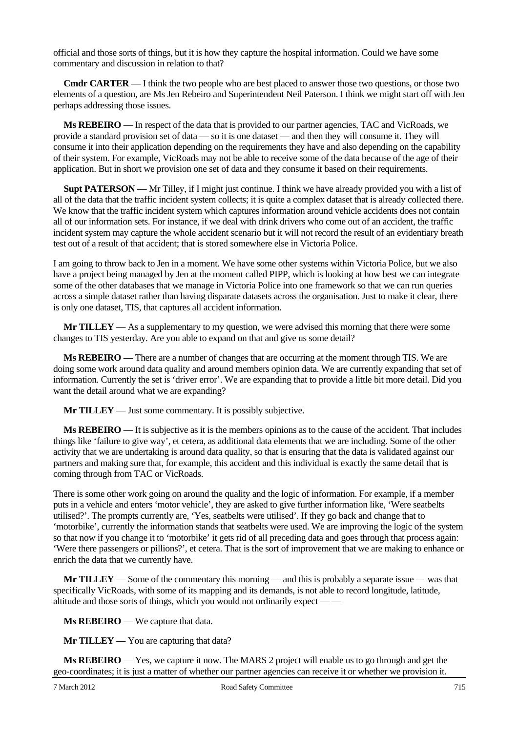official and those sorts of things, but it is how they capture the hospital information. Could we have some commentary and discussion in relation to that?

**Cmdr CARTER** — I think the two people who are best placed to answer those two questions, or those two elements of a question, are Ms Jen Rebeiro and Superintendent Neil Paterson. I think we might start off with Jen perhaps addressing those issues.

**Ms REBEIRO** — In respect of the data that is provided to our partner agencies, TAC and VicRoads, we provide a standard provision set of data — so it is one dataset — and then they will consume it. They will consume it into their application depending on the requirements they have and also depending on the capability of their system. For example, VicRoads may not be able to receive some of the data because of the age of their application. But in short we provision one set of data and they consume it based on their requirements.

**Supt PATERSON** — Mr Tilley, if I might just continue. I think we have already provided you with a list of all of the data that the traffic incident system collects; it is quite a complex dataset that is already collected there. We know that the traffic incident system which captures information around vehicle accidents does not contain all of our information sets. For instance, if we deal with drink drivers who come out of an accident, the traffic incident system may capture the whole accident scenario but it will not record the result of an evidentiary breath test out of a result of that accident; that is stored somewhere else in Victoria Police.

I am going to throw back to Jen in a moment. We have some other systems within Victoria Police, but we also have a project being managed by Jen at the moment called PIPP, which is looking at how best we can integrate some of the other databases that we manage in Victoria Police into one framework so that we can run queries across a simple dataset rather than having disparate datasets across the organisation. Just to make it clear, there is only one dataset, TIS, that captures all accident information.

**Mr TILLEY** — As a supplementary to my question, we were advised this morning that there were some changes to TIS yesterday. Are you able to expand on that and give us some detail?

**Ms REBEIRO** — There are a number of changes that are occurring at the moment through TIS. We are doing some work around data quality and around members opinion data. We are currently expanding that set of information. Currently the set is 'driver error'. We are expanding that to provide a little bit more detail. Did you want the detail around what we are expanding?

**Mr TILLEY** — Just some commentary. It is possibly subjective.

**Ms REBEIRO** — It is subjective as it is the members opinions as to the cause of the accident. That includes things like 'failure to give way', et cetera, as additional data elements that we are including. Some of the other activity that we are undertaking is around data quality, so that is ensuring that the data is validated against our partners and making sure that, for example, this accident and this individual is exactly the same detail that is coming through from TAC or VicRoads.

There is some other work going on around the quality and the logic of information. For example, if a member puts in a vehicle and enters 'motor vehicle', they are asked to give further information like, 'Were seatbelts utilised?'. The prompts currently are, 'Yes, seatbelts were utilised'. If they go back and change that to 'motorbike', currently the information stands that seatbelts were used. We are improving the logic of the system so that now if you change it to 'motorbike' it gets rid of all preceding data and goes through that process again: 'Were there passengers or pillions?', et cetera. That is the sort of improvement that we are making to enhance or enrich the data that we currently have.

**Mr TILLEY** — Some of the commentary this morning — and this is probably a separate issue — was that specifically VicRoads, with some of its mapping and its demands, is not able to record longitude, latitude, altitude and those sorts of things, which you would not ordinarily expect — —

**Ms REBEIRO** — We capture that data.

**Mr TILLEY** — You are capturing that data?

**Ms REBEIRO** — Yes, we capture it now. The MARS 2 project will enable us to go through and get the geo-coordinates; it is just a matter of whether our partner agencies can receive it or whether we provision it.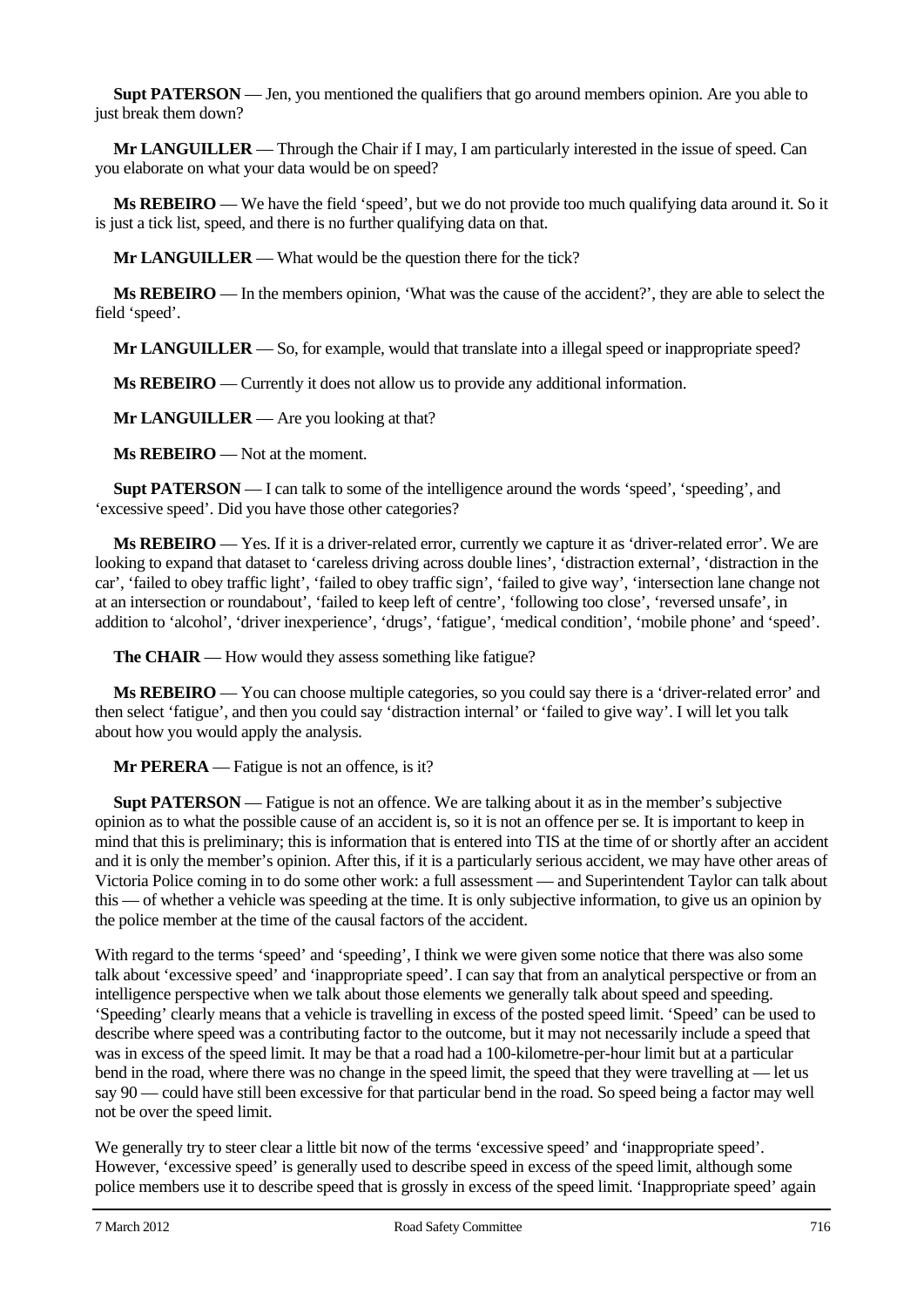**Supt PATERSON** — Jen, you mentioned the qualifiers that go around members opinion. Are you able to just break them down?

**Mr LANGUILLER** — Through the Chair if I may, I am particularly interested in the issue of speed. Can you elaborate on what your data would be on speed?

**Ms REBEIRO** — We have the field 'speed', but we do not provide too much qualifying data around it. So it is just a tick list, speed, and there is no further qualifying data on that.

**Mr LANGUILLER** — What would be the question there for the tick?

**Ms REBEIRO** — In the members opinion, 'What was the cause of the accident?', they are able to select the field 'speed'.

**Mr LANGUILLER** — So, for example, would that translate into a illegal speed or inappropriate speed?

**Ms REBEIRO** — Currently it does not allow us to provide any additional information.

**Mr LANGUILLER** — Are you looking at that?

**Ms REBEIRO** — Not at the moment.

**Supt PATERSON** — I can talk to some of the intelligence around the words 'speed', 'speeding', and 'excessive speed'. Did you have those other categories?

**Ms REBEIRO** — Yes. If it is a driver-related error, currently we capture it as 'driver-related error'. We are looking to expand that dataset to 'careless driving across double lines', 'distraction external', 'distraction in the car', 'failed to obey traffic light', 'failed to obey traffic sign', 'failed to give way', 'intersection lane change not at an intersection or roundabout', 'failed to keep left of centre', 'following too close', 'reversed unsafe', in addition to 'alcohol', 'driver inexperience', 'drugs', 'fatigue', 'medical condition', 'mobile phone' and 'speed'.

**The CHAIR** — How would they assess something like fatigue?

**Ms REBEIRO** — You can choose multiple categories, so you could say there is a 'driver-related error' and then select 'fatigue', and then you could say 'distraction internal' or 'failed to give way'. I will let you talk about how you would apply the analysis.

**Mr PERERA** — Fatigue is not an offence, is it?

**Supt PATERSON** — Fatigue is not an offence. We are talking about it as in the member's subjective opinion as to what the possible cause of an accident is, so it is not an offence per se. It is important to keep in mind that this is preliminary; this is information that is entered into TIS at the time of or shortly after an accident and it is only the member's opinion. After this, if it is a particularly serious accident, we may have other areas of Victoria Police coming in to do some other work: a full assessment — and Superintendent Taylor can talk about this — of whether a vehicle was speeding at the time. It is only subjective information, to give us an opinion by the police member at the time of the causal factors of the accident.

With regard to the terms 'speed' and 'speeding', I think we were given some notice that there was also some talk about 'excessive speed' and 'inappropriate speed'. I can say that from an analytical perspective or from an intelligence perspective when we talk about those elements we generally talk about speed and speeding. 'Speeding' clearly means that a vehicle is travelling in excess of the posted speed limit. 'Speed' can be used to describe where speed was a contributing factor to the outcome, but it may not necessarily include a speed that was in excess of the speed limit. It may be that a road had a 100-kilometre-per-hour limit but at a particular bend in the road, where there was no change in the speed limit, the speed that they were travelling at — let us say 90 — could have still been excessive for that particular bend in the road. So speed being a factor may well not be over the speed limit.

We generally try to steer clear a little bit now of the terms 'excessive speed' and 'inappropriate speed'. However, 'excessive speed' is generally used to describe speed in excess of the speed limit, although some police members use it to describe speed that is grossly in excess of the speed limit. 'Inappropriate speed' again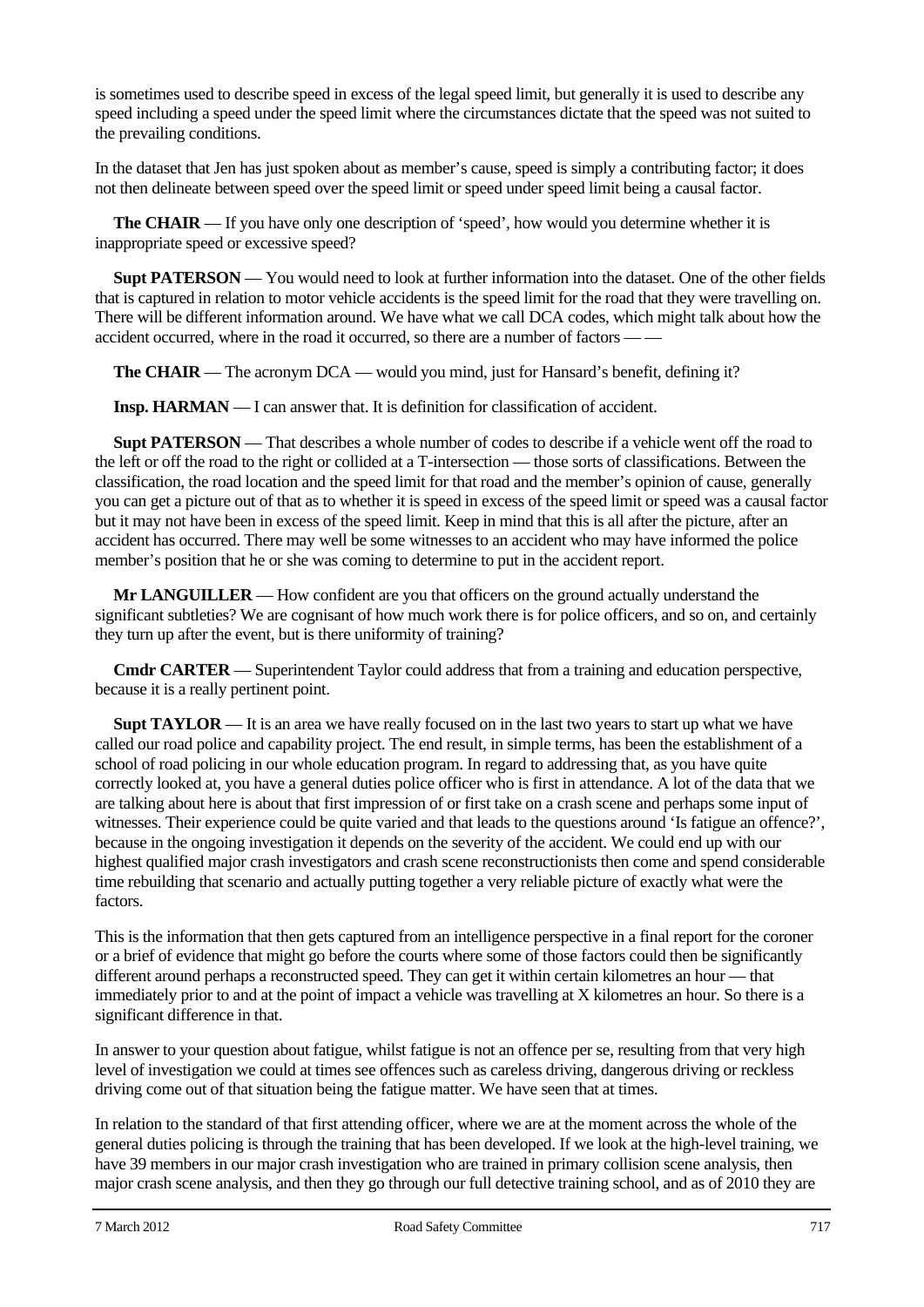is sometimes used to describe speed in excess of the legal speed limit, but generally it is used to describe any speed including a speed under the speed limit where the circumstances dictate that the speed was not suited to the prevailing conditions.

In the dataset that Jen has just spoken about as member's cause, speed is simply a contributing factor; it does not then delineate between speed over the speed limit or speed under speed limit being a causal factor.

**The CHAIR** — If you have only one description of 'speed', how would you determine whether it is inappropriate speed or excessive speed?

**Supt PATERSON** — You would need to look at further information into the dataset. One of the other fields that is captured in relation to motor vehicle accidents is the speed limit for the road that they were travelling on. There will be different information around. We have what we call DCA codes, which might talk about how the accident occurred, where in the road it occurred, so there are a number of factors — —

**The CHAIR** — The acronym DCA — would you mind, just for Hansard's benefit, defining it?

**Insp. HARMAN** — I can answer that. It is definition for classification of accident.

**Supt PATERSON** — That describes a whole number of codes to describe if a vehicle went off the road to the left or off the road to the right or collided at a T-intersection — those sorts of classifications. Between the classification, the road location and the speed limit for that road and the member's opinion of cause, generally you can get a picture out of that as to whether it is speed in excess of the speed limit or speed was a causal factor but it may not have been in excess of the speed limit. Keep in mind that this is all after the picture, after an accident has occurred. There may well be some witnesses to an accident who may have informed the police member's position that he or she was coming to determine to put in the accident report.

**Mr LANGUILLER** — How confident are you that officers on the ground actually understand the significant subtleties? We are cognisant of how much work there is for police officers, and so on, and certainly they turn up after the event, but is there uniformity of training?

**Cmdr CARTER** — Superintendent Taylor could address that from a training and education perspective, because it is a really pertinent point.

**Supt TAYLOR** — It is an area we have really focused on in the last two years to start up what we have called our road police and capability project. The end result, in simple terms, has been the establishment of a school of road policing in our whole education program. In regard to addressing that, as you have quite correctly looked at, you have a general duties police officer who is first in attendance. A lot of the data that we are talking about here is about that first impression of or first take on a crash scene and perhaps some input of witnesses. Their experience could be quite varied and that leads to the questions around 'Is fatigue an offence?', because in the ongoing investigation it depends on the severity of the accident. We could end up with our highest qualified major crash investigators and crash scene reconstructionists then come and spend considerable time rebuilding that scenario and actually putting together a very reliable picture of exactly what were the factors.

This is the information that then gets captured from an intelligence perspective in a final report for the coroner or a brief of evidence that might go before the courts where some of those factors could then be significantly different around perhaps a reconstructed speed. They can get it within certain kilometres an hour — that immediately prior to and at the point of impact a vehicle was travelling at X kilometres an hour. So there is a significant difference in that.

In answer to your question about fatigue, whilst fatigue is not an offence per se, resulting from that very high level of investigation we could at times see offences such as careless driving, dangerous driving or reckless driving come out of that situation being the fatigue matter. We have seen that at times.

In relation to the standard of that first attending officer, where we are at the moment across the whole of the general duties policing is through the training that has been developed. If we look at the high-level training, we have 39 members in our major crash investigation who are trained in primary collision scene analysis, then major crash scene analysis, and then they go through our full detective training school, and as of 2010 they are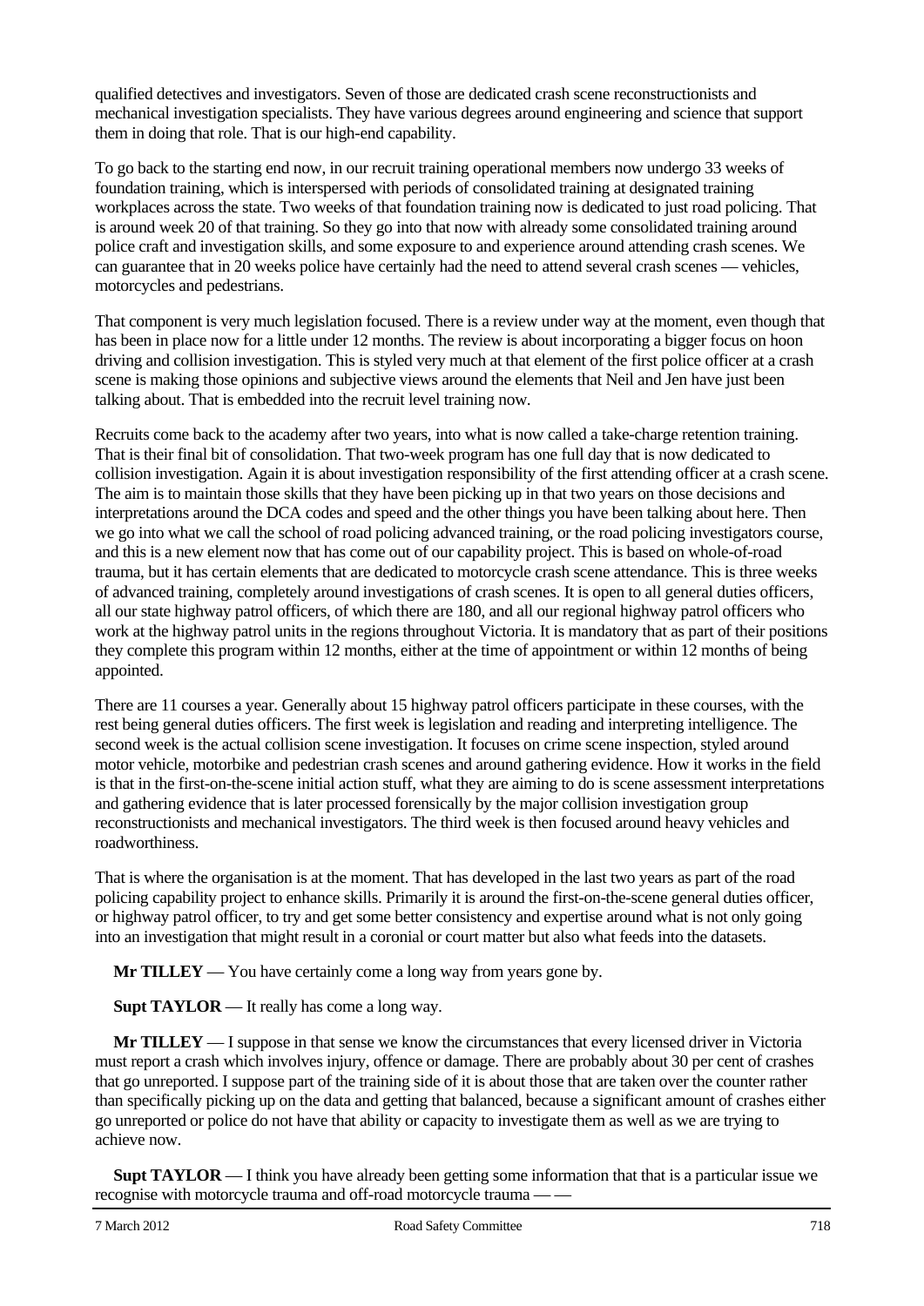qualified detectives and investigators. Seven of those are dedicated crash scene reconstructionists and mechanical investigation specialists. They have various degrees around engineering and science that support them in doing that role. That is our high-end capability.

To go back to the starting end now, in our recruit training operational members now undergo 33 weeks of foundation training, which is interspersed with periods of consolidated training at designated training workplaces across the state. Two weeks of that foundation training now is dedicated to just road policing. That is around week 20 of that training. So they go into that now with already some consolidated training around police craft and investigation skills, and some exposure to and experience around attending crash scenes. We can guarantee that in 20 weeks police have certainly had the need to attend several crash scenes — vehicles, motorcycles and pedestrians.

That component is very much legislation focused. There is a review under way at the moment, even though that has been in place now for a little under 12 months. The review is about incorporating a bigger focus on hoon driving and collision investigation. This is styled very much at that element of the first police officer at a crash scene is making those opinions and subjective views around the elements that Neil and Jen have just been talking about. That is embedded into the recruit level training now.

Recruits come back to the academy after two years, into what is now called a take-charge retention training. That is their final bit of consolidation. That two-week program has one full day that is now dedicated to collision investigation. Again it is about investigation responsibility of the first attending officer at a crash scene. The aim is to maintain those skills that they have been picking up in that two years on those decisions and interpretations around the DCA codes and speed and the other things you have been talking about here. Then we go into what we call the school of road policing advanced training, or the road policing investigators course, and this is a new element now that has come out of our capability project. This is based on whole-of-road trauma, but it has certain elements that are dedicated to motorcycle crash scene attendance. This is three weeks of advanced training, completely around investigations of crash scenes. It is open to all general duties officers, all our state highway patrol officers, of which there are 180, and all our regional highway patrol officers who work at the highway patrol units in the regions throughout Victoria. It is mandatory that as part of their positions they complete this program within 12 months, either at the time of appointment or within 12 months of being appointed.

There are 11 courses a year. Generally about 15 highway patrol officers participate in these courses, with the rest being general duties officers. The first week is legislation and reading and interpreting intelligence. The second week is the actual collision scene investigation. It focuses on crime scene inspection, styled around motor vehicle, motorbike and pedestrian crash scenes and around gathering evidence. How it works in the field is that in the first-on-the-scene initial action stuff, what they are aiming to do is scene assessment interpretations and gathering evidence that is later processed forensically by the major collision investigation group reconstructionists and mechanical investigators. The third week is then focused around heavy vehicles and roadworthiness.

That is where the organisation is at the moment. That has developed in the last two years as part of the road policing capability project to enhance skills. Primarily it is around the first-on-the-scene general duties officer, or highway patrol officer, to try and get some better consistency and expertise around what is not only going into an investigation that might result in a coronial or court matter but also what feeds into the datasets.

**Mr TILLEY** — You have certainly come a long way from years gone by.

**Supt TAYLOR** — It really has come a long way.

**Mr TILLEY** — I suppose in that sense we know the circumstances that every licensed driver in Victoria must report a crash which involves injury, offence or damage. There are probably about 30 per cent of crashes that go unreported. I suppose part of the training side of it is about those that are taken over the counter rather than specifically picking up on the data and getting that balanced, because a significant amount of crashes either go unreported or police do not have that ability or capacity to investigate them as well as we are trying to achieve now.

**Supt TAYLOR** — I think you have already been getting some information that that is a particular issue we recognise with motorcycle trauma and off-road motorcycle trauma — —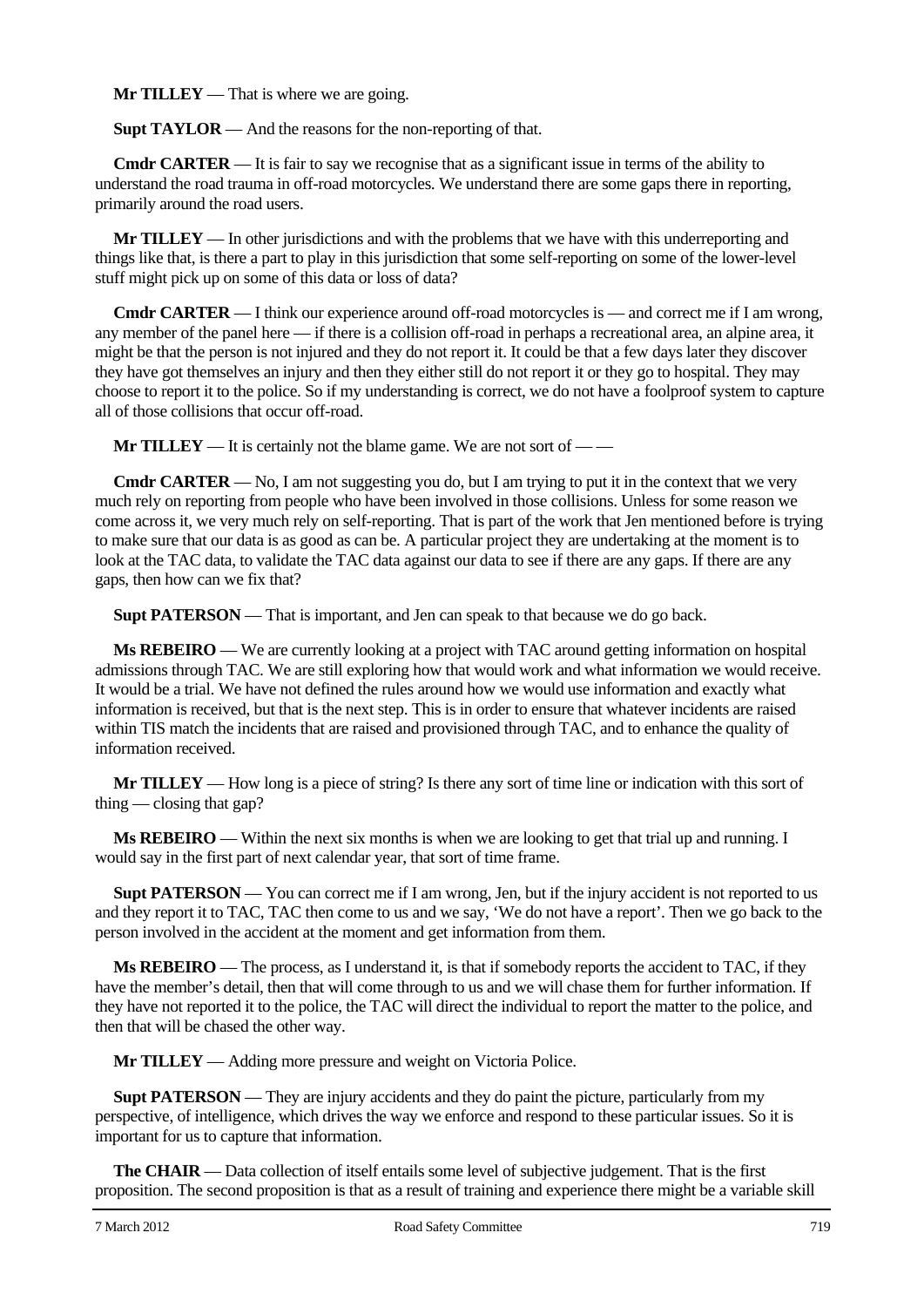**Mr TILLEY** — That is where we are going.

**Supt TAYLOR** — And the reasons for the non-reporting of that.

**Cmdr CARTER** — It is fair to say we recognise that as a significant issue in terms of the ability to understand the road trauma in off-road motorcycles. We understand there are some gaps there in reporting, primarily around the road users.

**Mr TILLEY** — In other jurisdictions and with the problems that we have with this underreporting and things like that, is there a part to play in this jurisdiction that some self-reporting on some of the lower-level stuff might pick up on some of this data or loss of data?

**Cmdr CARTER** — I think our experience around off-road motorcycles is — and correct me if I am wrong, any member of the panel here — if there is a collision off-road in perhaps a recreational area, an alpine area, it might be that the person is not injured and they do not report it. It could be that a few days later they discover they have got themselves an injury and then they either still do not report it or they go to hospital. They may choose to report it to the police. So if my understanding is correct, we do not have a foolproof system to capture all of those collisions that occur off-road.

**Mr TILLEY** — It is certainly not the blame game. We are not sort of — —

**Cmdr CARTER** — No, I am not suggesting you do, but I am trying to put it in the context that we very much rely on reporting from people who have been involved in those collisions. Unless for some reason we come across it, we very much rely on self-reporting. That is part of the work that Jen mentioned before is trying to make sure that our data is as good as can be. A particular project they are undertaking at the moment is to look at the TAC data, to validate the TAC data against our data to see if there are any gaps. If there are any gaps, then how can we fix that?

**Supt PATERSON** — That is important, and Jen can speak to that because we do go back.

**Ms REBEIRO** — We are currently looking at a project with TAC around getting information on hospital admissions through TAC. We are still exploring how that would work and what information we would receive. It would be a trial. We have not defined the rules around how we would use information and exactly what information is received, but that is the next step. This is in order to ensure that whatever incidents are raised within TIS match the incidents that are raised and provisioned through TAC, and to enhance the quality of information received.

**Mr TILLEY** — How long is a piece of string? Is there any sort of time line or indication with this sort of thing — closing that gap?

**Ms REBEIRO** — Within the next six months is when we are looking to get that trial up and running. I would say in the first part of next calendar year, that sort of time frame.

**Supt PATERSON** — You can correct me if I am wrong, Jen, but if the injury accident is not reported to us and they report it to TAC, TAC then come to us and we say, 'We do not have a report'. Then we go back to the person involved in the accident at the moment and get information from them.

**Ms REBEIRO** — The process, as I understand it, is that if somebody reports the accident to TAC, if they have the member's detail, then that will come through to us and we will chase them for further information. If they have not reported it to the police, the TAC will direct the individual to report the matter to the police, and then that will be chased the other way.

**Mr TILLEY** — Adding more pressure and weight on Victoria Police.

**Supt PATERSON** — They are injury accidents and they do paint the picture, particularly from my perspective, of intelligence, which drives the way we enforce and respond to these particular issues. So it is important for us to capture that information.

**The CHAIR** — Data collection of itself entails some level of subjective judgement. That is the first proposition. The second proposition is that as a result of training and experience there might be a variable skill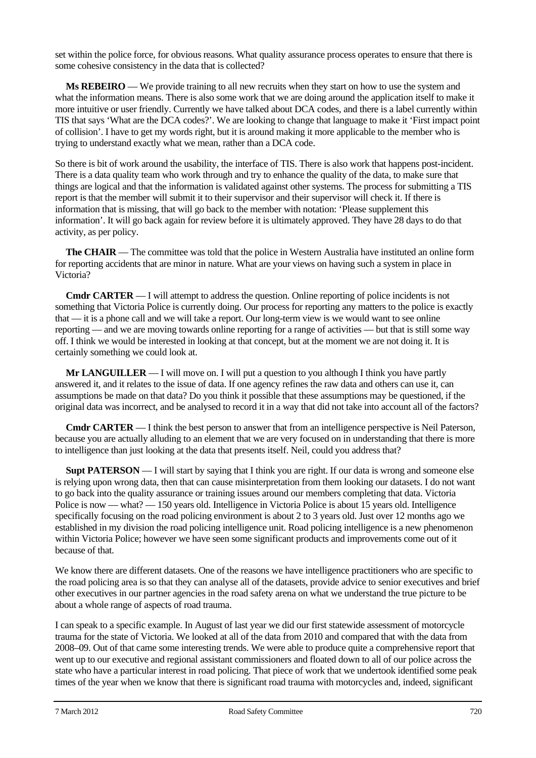set within the police force, for obvious reasons. What quality assurance process operates to ensure that there is some cohesive consistency in the data that is collected?

**Ms REBEIRO** — We provide training to all new recruits when they start on how to use the system and what the information means. There is also some work that we are doing around the application itself to make it more intuitive or user friendly. Currently we have talked about DCA codes, and there is a label currently within TIS that says 'What are the DCA codes?'. We are looking to change that language to make it 'First impact point of collision'. I have to get my words right, but it is around making it more applicable to the member who is trying to understand exactly what we mean, rather than a DCA code.

So there is bit of work around the usability, the interface of TIS. There is also work that happens post-incident. There is a data quality team who work through and try to enhance the quality of the data, to make sure that things are logical and that the information is validated against other systems. The process for submitting a TIS report is that the member will submit it to their supervisor and their supervisor will check it. If there is information that is missing, that will go back to the member with notation: 'Please supplement this information'. It will go back again for review before it is ultimately approved. They have 28 days to do that activity, as per policy.

**The CHAIR** — The committee was told that the police in Western Australia have instituted an online form for reporting accidents that are minor in nature. What are your views on having such a system in place in Victoria?

**Cmdr CARTER** — I will attempt to address the question. Online reporting of police incidents is not something that Victoria Police is currently doing. Our process for reporting any matters to the police is exactly that — it is a phone call and we will take a report. Our long-term view is we would want to see online reporting — and we are moving towards online reporting for a range of activities — but that is still some way off. I think we would be interested in looking at that concept, but at the moment we are not doing it. It is certainly something we could look at.

**Mr LANGUILLER** — I will move on. I will put a question to you although I think you have partly answered it, and it relates to the issue of data. If one agency refines the raw data and others can use it, can assumptions be made on that data? Do you think it possible that these assumptions may be questioned, if the original data was incorrect, and be analysed to record it in a way that did not take into account all of the factors?

**Cmdr CARTER** — I think the best person to answer that from an intelligence perspective is Neil Paterson, because you are actually alluding to an element that we are very focused on in understanding that there is more to intelligence than just looking at the data that presents itself. Neil, could you address that?

**Supt PATERSON** — I will start by saying that I think you are right. If our data is wrong and someone else is relying upon wrong data, then that can cause misinterpretation from them looking our datasets. I do not want to go back into the quality assurance or training issues around our members completing that data. Victoria Police is now — what? — 150 years old. Intelligence in Victoria Police is about 15 years old. Intelligence specifically focusing on the road policing environment is about 2 to 3 years old. Just over 12 months ago we established in my division the road policing intelligence unit. Road policing intelligence is a new phenomenon within Victoria Police; however we have seen some significant products and improvements come out of it because of that.

We know there are different datasets. One of the reasons we have intelligence practitioners who are specific to the road policing area is so that they can analyse all of the datasets, provide advice to senior executives and brief other executives in our partner agencies in the road safety arena on what we understand the true picture to be about a whole range of aspects of road trauma.

I can speak to a specific example. In August of last year we did our first statewide assessment of motorcycle trauma for the state of Victoria. We looked at all of the data from 2010 and compared that with the data from 2008–09. Out of that came some interesting trends. We were able to produce quite a comprehensive report that went up to our executive and regional assistant commissioners and floated down to all of our police across the state who have a particular interest in road policing. That piece of work that we undertook identified some peak times of the year when we know that there is significant road trauma with motorcycles and, indeed, significant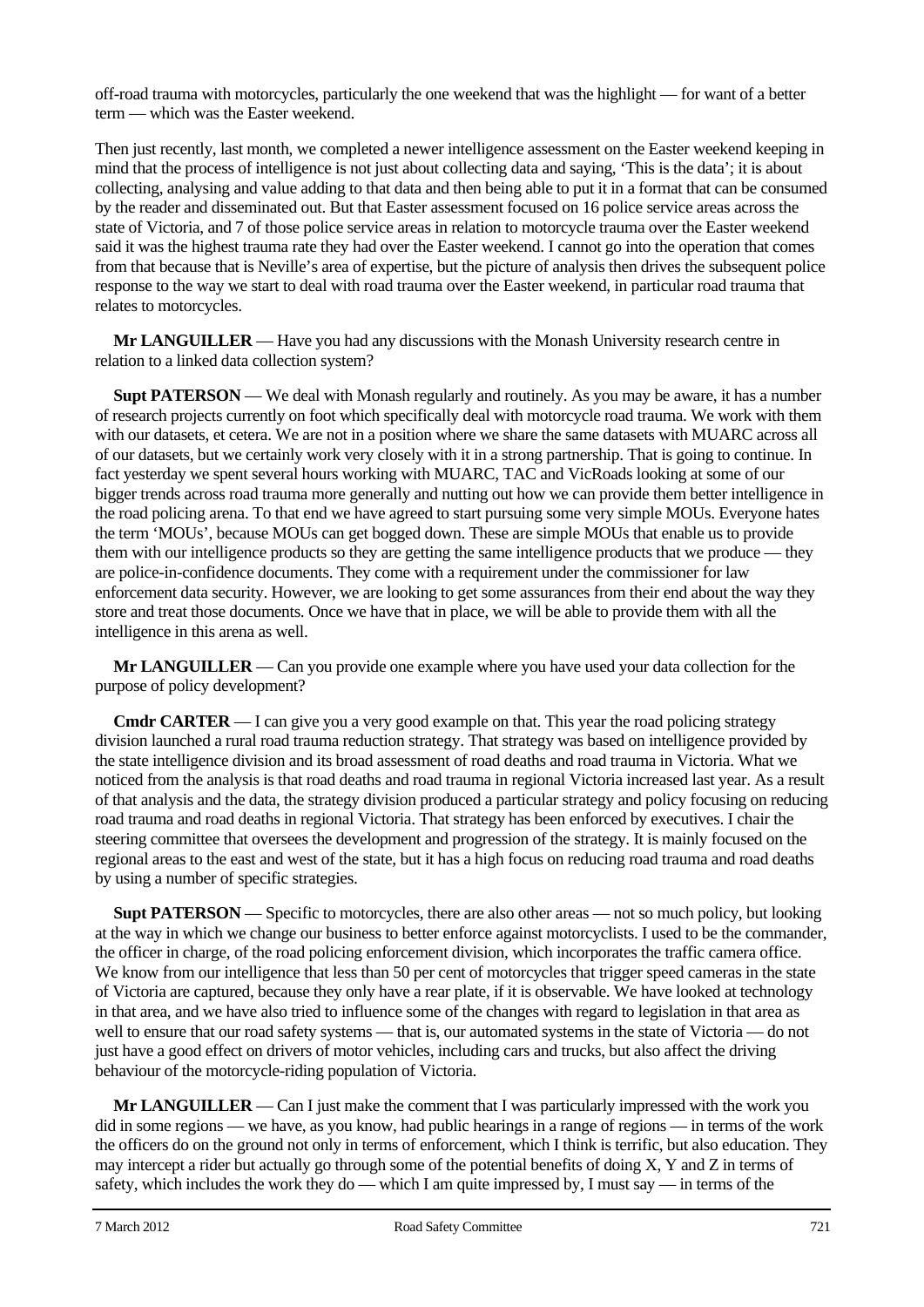off-road trauma with motorcycles, particularly the one weekend that was the highlight — for want of a better term — which was the Easter weekend.

Then just recently, last month, we completed a newer intelligence assessment on the Easter weekend keeping in mind that the process of intelligence is not just about collecting data and saying, 'This is the data'; it is about collecting, analysing and value adding to that data and then being able to put it in a format that can be consumed by the reader and disseminated out. But that Easter assessment focused on 16 police service areas across the state of Victoria, and 7 of those police service areas in relation to motorcycle trauma over the Easter weekend said it was the highest trauma rate they had over the Easter weekend. I cannot go into the operation that comes from that because that is Neville's area of expertise, but the picture of analysis then drives the subsequent police response to the way we start to deal with road trauma over the Easter weekend, in particular road trauma that relates to motorcycles.

**Mr LANGUILLER** — Have you had any discussions with the Monash University research centre in relation to a linked data collection system?

**Supt PATERSON** — We deal with Monash regularly and routinely. As you may be aware, it has a number of research projects currently on foot which specifically deal with motorcycle road trauma. We work with them with our datasets, et cetera. We are not in a position where we share the same datasets with MUARC across all of our datasets, but we certainly work very closely with it in a strong partnership. That is going to continue. In fact yesterday we spent several hours working with MUARC, TAC and VicRoads looking at some of our bigger trends across road trauma more generally and nutting out how we can provide them better intelligence in the road policing arena. To that end we have agreed to start pursuing some very simple MOUs. Everyone hates the term 'MOUs', because MOUs can get bogged down. These are simple MOUs that enable us to provide them with our intelligence products so they are getting the same intelligence products that we produce — they are police-in-confidence documents. They come with a requirement under the commissioner for law enforcement data security. However, we are looking to get some assurances from their end about the way they store and treat those documents. Once we have that in place, we will be able to provide them with all the intelligence in this arena as well.

**Mr LANGUILLER** — Can you provide one example where you have used your data collection for the purpose of policy development?

**Cmdr CARTER** — I can give you a very good example on that. This year the road policing strategy division launched a rural road trauma reduction strategy. That strategy was based on intelligence provided by the state intelligence division and its broad assessment of road deaths and road trauma in Victoria. What we noticed from the analysis is that road deaths and road trauma in regional Victoria increased last year. As a result of that analysis and the data, the strategy division produced a particular strategy and policy focusing on reducing road trauma and road deaths in regional Victoria. That strategy has been enforced by executives. I chair the steering committee that oversees the development and progression of the strategy. It is mainly focused on the regional areas to the east and west of the state, but it has a high focus on reducing road trauma and road deaths by using a number of specific strategies.

**Supt PATERSON** — Specific to motorcycles, there are also other areas — not so much policy, but looking at the way in which we change our business to better enforce against motorcyclists. I used to be the commander, the officer in charge, of the road policing enforcement division, which incorporates the traffic camera office. We know from our intelligence that less than 50 per cent of motorcycles that trigger speed cameras in the state of Victoria are captured, because they only have a rear plate, if it is observable. We have looked at technology in that area, and we have also tried to influence some of the changes with regard to legislation in that area as well to ensure that our road safety systems — that is, our automated systems in the state of Victoria — do not just have a good effect on drivers of motor vehicles, including cars and trucks, but also affect the driving behaviour of the motorcycle-riding population of Victoria.

**Mr LANGUILLER** — Can I just make the comment that I was particularly impressed with the work you did in some regions — we have, as you know, had public hearings in a range of regions — in terms of the work the officers do on the ground not only in terms of enforcement, which I think is terrific, but also education. They may intercept a rider but actually go through some of the potential benefits of doing X, Y and Z in terms of safety, which includes the work they do — which I am quite impressed by, I must say — in terms of the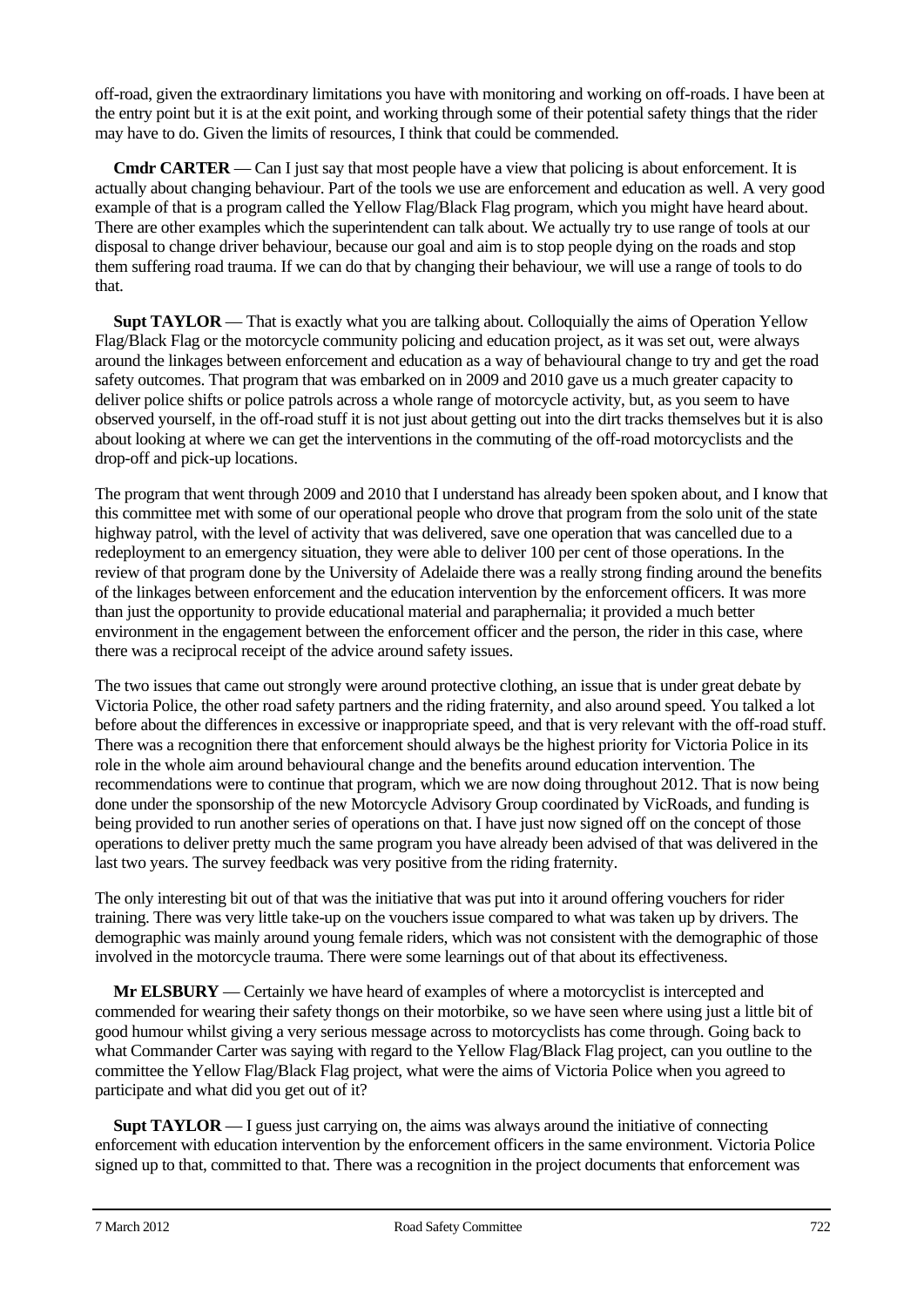off-road, given the extraordinary limitations you have with monitoring and working on off-roads. I have been at the entry point but it is at the exit point, and working through some of their potential safety things that the rider may have to do. Given the limits of resources, I think that could be commended.

**Cmdr CARTER** — Can I just say that most people have a view that policing is about enforcement. It is actually about changing behaviour. Part of the tools we use are enforcement and education as well. A very good example of that is a program called the Yellow Flag/Black Flag program, which you might have heard about. There are other examples which the superintendent can talk about. We actually try to use range of tools at our disposal to change driver behaviour, because our goal and aim is to stop people dying on the roads and stop them suffering road trauma. If we can do that by changing their behaviour, we will use a range of tools to do that.

**Supt TAYLOR** — That is exactly what you are talking about. Colloquially the aims of Operation Yellow Flag/Black Flag or the motorcycle community policing and education project, as it was set out, were always around the linkages between enforcement and education as a way of behavioural change to try and get the road safety outcomes. That program that was embarked on in 2009 and 2010 gave us a much greater capacity to deliver police shifts or police patrols across a whole range of motorcycle activity, but, as you seem to have observed yourself, in the off-road stuff it is not just about getting out into the dirt tracks themselves but it is also about looking at where we can get the interventions in the commuting of the off-road motorcyclists and the drop-off and pick-up locations.

The program that went through 2009 and 2010 that I understand has already been spoken about, and I know that this committee met with some of our operational people who drove that program from the solo unit of the state highway patrol, with the level of activity that was delivered, save one operation that was cancelled due to a redeployment to an emergency situation, they were able to deliver 100 per cent of those operations. In the review of that program done by the University of Adelaide there was a really strong finding around the benefits of the linkages between enforcement and the education intervention by the enforcement officers. It was more than just the opportunity to provide educational material and paraphernalia; it provided a much better environment in the engagement between the enforcement officer and the person, the rider in this case, where there was a reciprocal receipt of the advice around safety issues.

The two issues that came out strongly were around protective clothing, an issue that is under great debate by Victoria Police, the other road safety partners and the riding fraternity, and also around speed. You talked a lot before about the differences in excessive or inappropriate speed, and that is very relevant with the off-road stuff. There was a recognition there that enforcement should always be the highest priority for Victoria Police in its role in the whole aim around behavioural change and the benefits around education intervention. The recommendations were to continue that program, which we are now doing throughout 2012. That is now being done under the sponsorship of the new Motorcycle Advisory Group coordinated by VicRoads, and funding is being provided to run another series of operations on that. I have just now signed off on the concept of those operations to deliver pretty much the same program you have already been advised of that was delivered in the last two years. The survey feedback was very positive from the riding fraternity.

The only interesting bit out of that was the initiative that was put into it around offering vouchers for rider training. There was very little take-up on the vouchers issue compared to what was taken up by drivers. The demographic was mainly around young female riders, which was not consistent with the demographic of those involved in the motorcycle trauma. There were some learnings out of that about its effectiveness.

**Mr ELSBURY** — Certainly we have heard of examples of where a motorcyclist is intercepted and commended for wearing their safety thongs on their motorbike, so we have seen where using just a little bit of good humour whilst giving a very serious message across to motorcyclists has come through. Going back to what Commander Carter was saying with regard to the Yellow Flag/Black Flag project, can you outline to the committee the Yellow Flag/Black Flag project, what were the aims of Victoria Police when you agreed to participate and what did you get out of it?

**Supt TAYLOR** — I guess just carrying on, the aims was always around the initiative of connecting enforcement with education intervention by the enforcement officers in the same environment. Victoria Police signed up to that, committed to that. There was a recognition in the project documents that enforcement was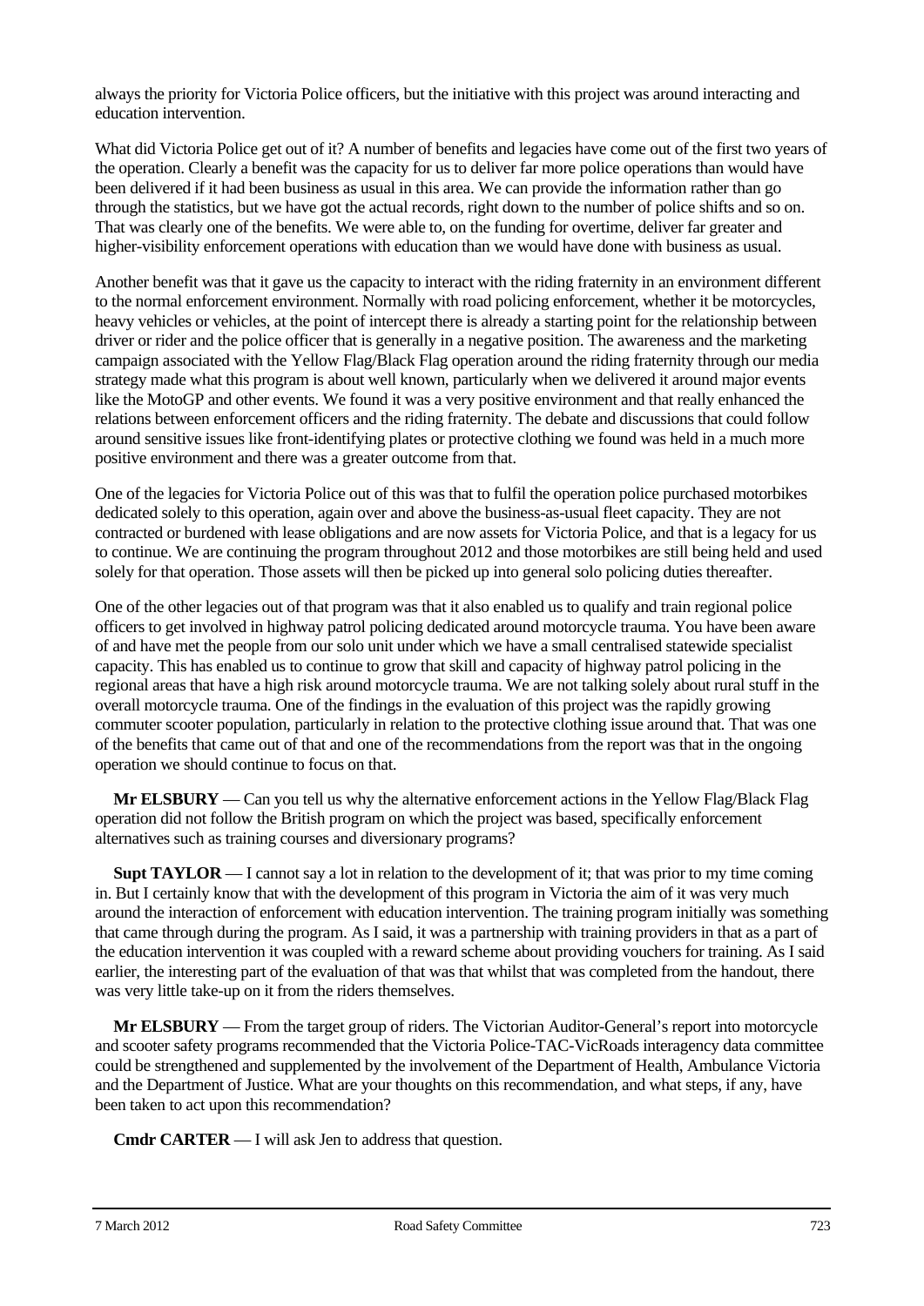always the priority for Victoria Police officers, but the initiative with this project was around interacting and education intervention.

What did Victoria Police get out of it? A number of benefits and legacies have come out of the first two years of the operation. Clearly a benefit was the capacity for us to deliver far more police operations than would have been delivered if it had been business as usual in this area. We can provide the information rather than go through the statistics, but we have got the actual records, right down to the number of police shifts and so on. That was clearly one of the benefits. We were able to, on the funding for overtime, deliver far greater and higher-visibility enforcement operations with education than we would have done with business as usual.

Another benefit was that it gave us the capacity to interact with the riding fraternity in an environment different to the normal enforcement environment. Normally with road policing enforcement, whether it be motorcycles, heavy vehicles or vehicles, at the point of intercept there is already a starting point for the relationship between driver or rider and the police officer that is generally in a negative position. The awareness and the marketing campaign associated with the Yellow Flag/Black Flag operation around the riding fraternity through our media strategy made what this program is about well known, particularly when we delivered it around major events like the MotoGP and other events. We found it was a very positive environment and that really enhanced the relations between enforcement officers and the riding fraternity. The debate and discussions that could follow around sensitive issues like front-identifying plates or protective clothing we found was held in a much more positive environment and there was a greater outcome from that.

One of the legacies for Victoria Police out of this was that to fulfil the operation police purchased motorbikes dedicated solely to this operation, again over and above the business-as-usual fleet capacity. They are not contracted or burdened with lease obligations and are now assets for Victoria Police, and that is a legacy for us to continue. We are continuing the program throughout 2012 and those motorbikes are still being held and used solely for that operation. Those assets will then be picked up into general solo policing duties thereafter.

One of the other legacies out of that program was that it also enabled us to qualify and train regional police officers to get involved in highway patrol policing dedicated around motorcycle trauma. You have been aware of and have met the people from our solo unit under which we have a small centralised statewide specialist capacity. This has enabled us to continue to grow that skill and capacity of highway patrol policing in the regional areas that have a high risk around motorcycle trauma. We are not talking solely about rural stuff in the overall motorcycle trauma. One of the findings in the evaluation of this project was the rapidly growing commuter scooter population, particularly in relation to the protective clothing issue around that. That was one of the benefits that came out of that and one of the recommendations from the report was that in the ongoing operation we should continue to focus on that.

**Mr ELSBURY** — Can you tell us why the alternative enforcement actions in the Yellow Flag/Black Flag operation did not follow the British program on which the project was based, specifically enforcement alternatives such as training courses and diversionary programs?

**Supt TAYLOR** — I cannot say a lot in relation to the development of it; that was prior to my time coming in. But I certainly know that with the development of this program in Victoria the aim of it was very much around the interaction of enforcement with education intervention. The training program initially was something that came through during the program. As I said, it was a partnership with training providers in that as a part of the education intervention it was coupled with a reward scheme about providing vouchers for training. As I said earlier, the interesting part of the evaluation of that was that whilst that was completed from the handout, there was very little take-up on it from the riders themselves.

**Mr ELSBURY** — From the target group of riders. The Victorian Auditor-General's report into motorcycle and scooter safety programs recommended that the Victoria Police-TAC-VicRoads interagency data committee could be strengthened and supplemented by the involvement of the Department of Health, Ambulance Victoria and the Department of Justice. What are your thoughts on this recommendation, and what steps, if any, have been taken to act upon this recommendation?

**Cmdr CARTER** — I will ask Jen to address that question.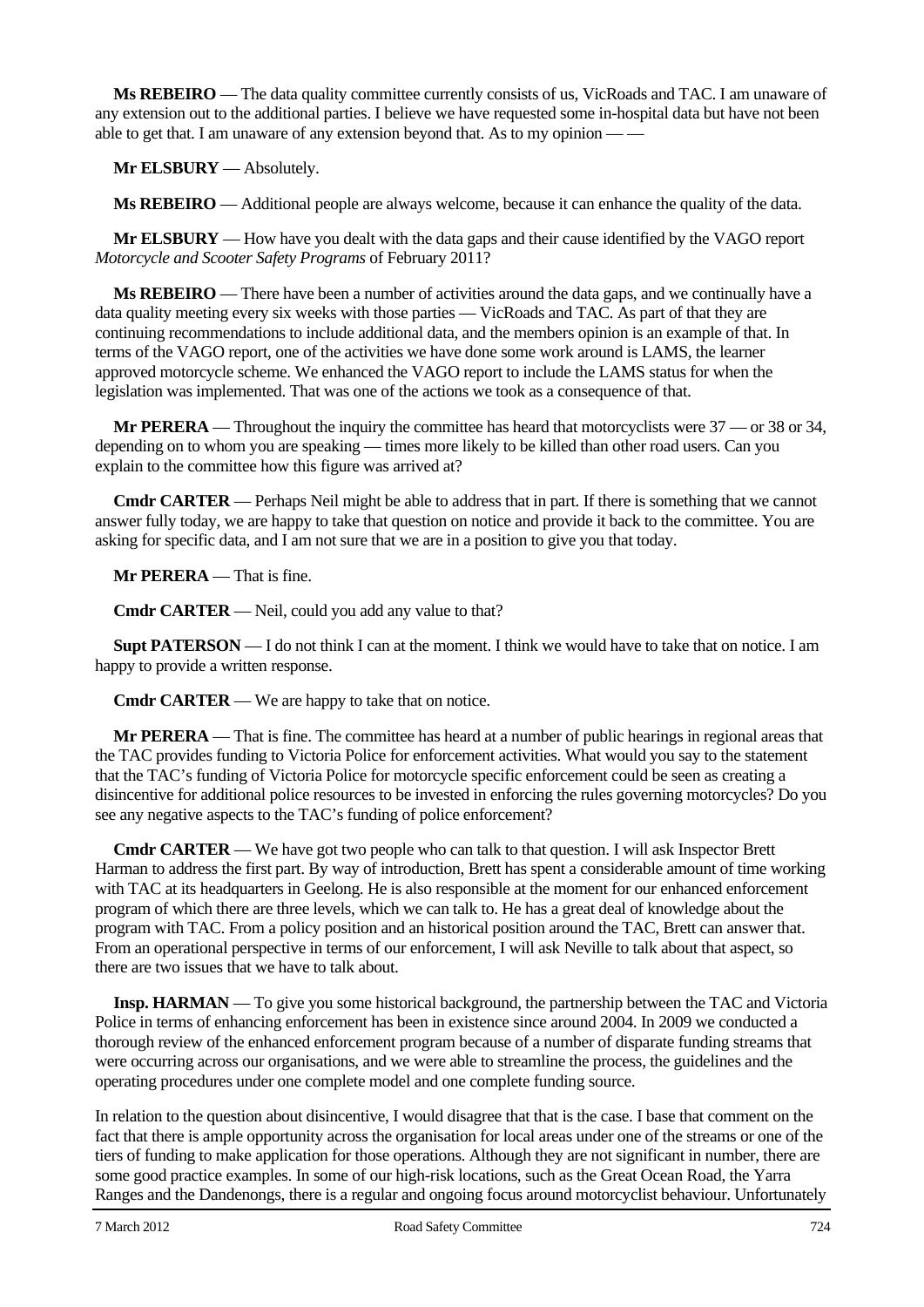**Ms REBEIRO** — The data quality committee currently consists of us, VicRoads and TAC. I am unaware of any extension out to the additional parties. I believe we have requested some in-hospital data but have not been able to get that. I am unaware of any extension beyond that. As to my opinion — —

**Mr ELSBURY** — Absolutely.

**Ms REBEIRO** — Additional people are always welcome, because it can enhance the quality of the data.

**Mr ELSBURY** — How have you dealt with the data gaps and their cause identified by the VAGO report *Motorcycle and Scooter Safety Programs* of February 2011?

**Ms REBEIRO** — There have been a number of activities around the data gaps, and we continually have a data quality meeting every six weeks with those parties — VicRoads and TAC. As part of that they are continuing recommendations to include additional data, and the members opinion is an example of that. In terms of the VAGO report, one of the activities we have done some work around is LAMS, the learner approved motorcycle scheme. We enhanced the VAGO report to include the LAMS status for when the legislation was implemented. That was one of the actions we took as a consequence of that.

**Mr PERERA** — Throughout the inquiry the committee has heard that motorcyclists were 37 — or 38 or 34, depending on to whom you are speaking — times more likely to be killed than other road users. Can you explain to the committee how this figure was arrived at?

**Cmdr CARTER** — Perhaps Neil might be able to address that in part. If there is something that we cannot answer fully today, we are happy to take that question on notice and provide it back to the committee. You are asking for specific data, and I am not sure that we are in a position to give you that today.

**Mr PERERA** — That is fine.

**Cmdr CARTER** — Neil, could you add any value to that?

**Supt PATERSON** — I do not think I can at the moment. I think we would have to take that on notice. I am happy to provide a written response.

**Cmdr CARTER** — We are happy to take that on notice.

**Mr PERERA** — That is fine. The committee has heard at a number of public hearings in regional areas that the TAC provides funding to Victoria Police for enforcement activities. What would you say to the statement that the TAC's funding of Victoria Police for motorcycle specific enforcement could be seen as creating a disincentive for additional police resources to be invested in enforcing the rules governing motorcycles? Do you see any negative aspects to the TAC's funding of police enforcement?

**Cmdr CARTER** — We have got two people who can talk to that question. I will ask Inspector Brett Harman to address the first part. By way of introduction, Brett has spent a considerable amount of time working with TAC at its headquarters in Geelong. He is also responsible at the moment for our enhanced enforcement program of which there are three levels, which we can talk to. He has a great deal of knowledge about the program with TAC. From a policy position and an historical position around the TAC, Brett can answer that. From an operational perspective in terms of our enforcement, I will ask Neville to talk about that aspect, so there are two issues that we have to talk about.

**Insp. HARMAN** — To give you some historical background, the partnership between the TAC and Victoria Police in terms of enhancing enforcement has been in existence since around 2004. In 2009 we conducted a thorough review of the enhanced enforcement program because of a number of disparate funding streams that were occurring across our organisations, and we were able to streamline the process, the guidelines and the operating procedures under one complete model and one complete funding source.

In relation to the question about disincentive, I would disagree that that is the case. I base that comment on the fact that there is ample opportunity across the organisation for local areas under one of the streams or one of the tiers of funding to make application for those operations. Although they are not significant in number, there are some good practice examples. In some of our high-risk locations, such as the Great Ocean Road, the Yarra Ranges and the Dandenongs, there is a regular and ongoing focus around motorcyclist behaviour. Unfortunately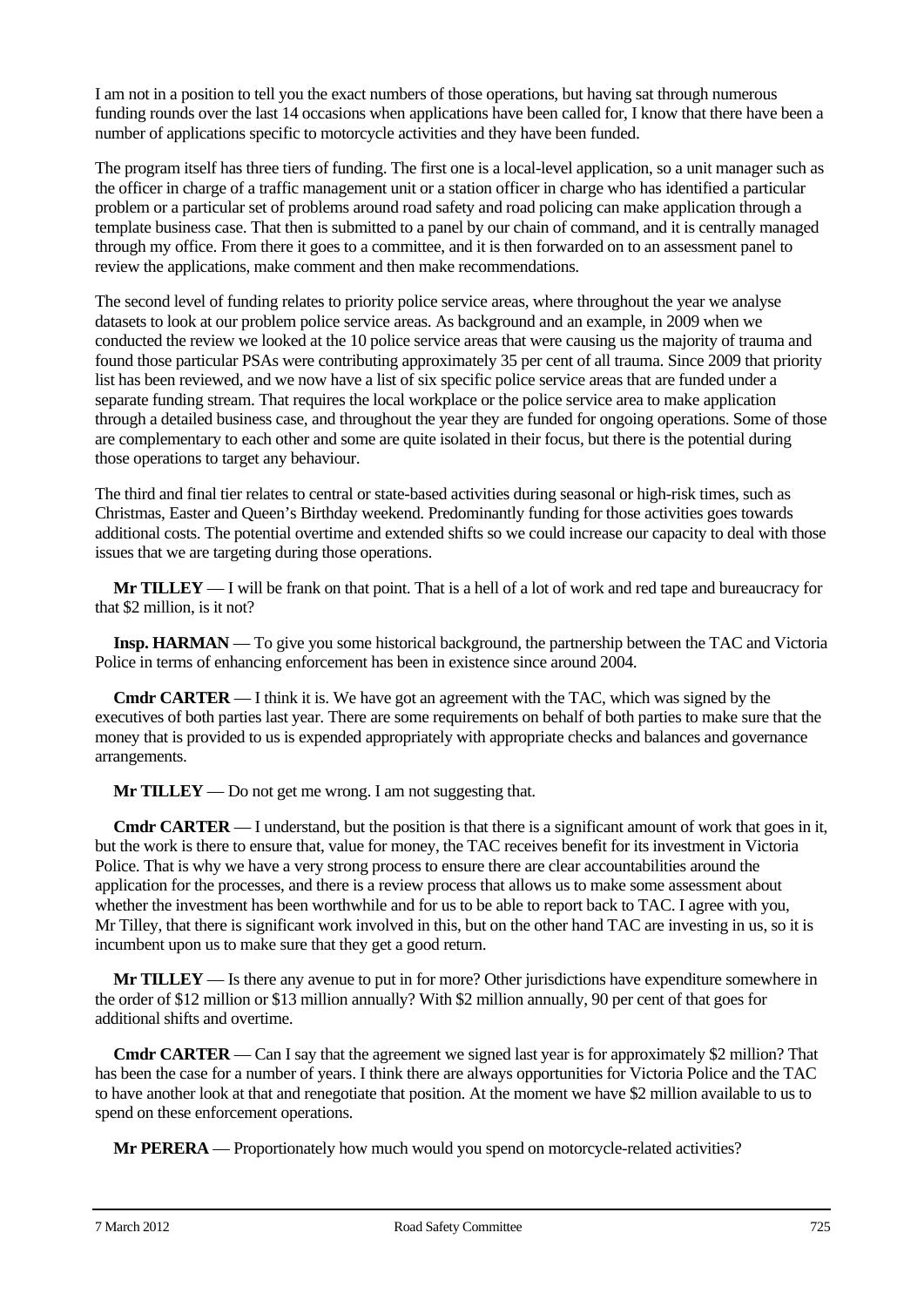I am not in a position to tell you the exact numbers of those operations, but having sat through numerous funding rounds over the last 14 occasions when applications have been called for, I know that there have been a number of applications specific to motorcycle activities and they have been funded.

The program itself has three tiers of funding. The first one is a local-level application, so a unit manager such as the officer in charge of a traffic management unit or a station officer in charge who has identified a particular problem or a particular set of problems around road safety and road policing can make application through a template business case. That then is submitted to a panel by our chain of command, and it is centrally managed through my office. From there it goes to a committee, and it is then forwarded on to an assessment panel to review the applications, make comment and then make recommendations.

The second level of funding relates to priority police service areas, where throughout the year we analyse datasets to look at our problem police service areas. As background and an example, in 2009 when we conducted the review we looked at the 10 police service areas that were causing us the majority of trauma and found those particular PSAs were contributing approximately 35 per cent of all trauma. Since 2009 that priority list has been reviewed, and we now have a list of six specific police service areas that are funded under a separate funding stream. That requires the local workplace or the police service area to make application through a detailed business case, and throughout the year they are funded for ongoing operations. Some of those are complementary to each other and some are quite isolated in their focus, but there is the potential during those operations to target any behaviour.

The third and final tier relates to central or state-based activities during seasonal or high-risk times, such as Christmas, Easter and Queen's Birthday weekend. Predominantly funding for those activities goes towards additional costs. The potential overtime and extended shifts so we could increase our capacity to deal with those issues that we are targeting during those operations.

**Mr TILLEY** — I will be frank on that point. That is a hell of a lot of work and red tape and bureaucracy for that $2 million, is it not?

**Insp. HARMAN** — To give you some historical background, the partnership between the TAC and Victoria Police in terms of enhancing enforcement has been in existence since around 2004.

**Cmdr CARTER** — I think it is. We have got an agreement with the TAC, which was signed by the executives of both parties last year. There are some requirements on behalf of both parties to make sure that the money that is provided to us is expended appropriately with appropriate checks and balances and governance arrangements.

**Mr TILLEY** — Do not get me wrong. I am not suggesting that.

**Cmdr CARTER** — I understand, but the position is that there is a significant amount of work that goes in it, but the work is there to ensure that, value for money, the TAC receives benefit for its investment in Victoria Police. That is why we have a very strong process to ensure there are clear accountabilities around the application for the processes, and there is a review process that allows us to make some assessment about whether the investment has been worthwhile and for us to be able to report back to TAC. I agree with you, Mr Tilley, that there is significant work involved in this, but on the other hand TAC are investing in us, so it is incumbent upon us to make sure that they get a good return.

**Mr TILLEY** — Is there any avenue to put in for more? Other jurisdictions have expenditure somewhere in the order of $12 million or $13 million annually? With $2 million annually, 90 per cent of that goes for additional shifts and overtime.

**Cmdr CARTER** — Can I say that the agreement we signed last year is for approximately $2 million? That has been the case for a number of years. I think there are always opportunities for Victoria Police and the TAC to have another look at that and renegotiate that position. At the moment we have $2 million available to us to spend on these enforcement operations.

**Mr PERERA** — Proportionately how much would you spend on motorcycle-related activities?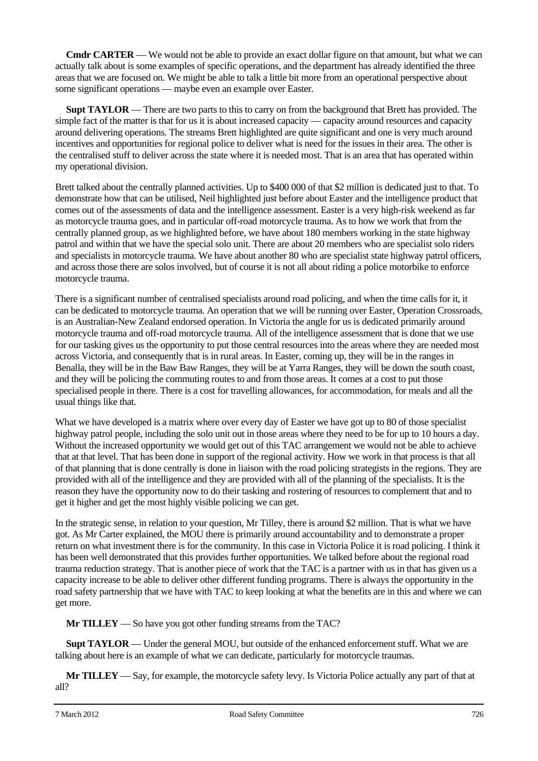**Cmdr CARTER** — We would not be able to provide an exact dollar figure on that amount, but what we can actually talk about is some examples of specific operations, and the department has already identified the three areas that we are focused on. We might be able to talk a little bit more from an operational perspective about some significant operations — maybe even an example over Easter.

**Supt TAYLOR** — There are two parts to this to carry on from the background that Brett has provided. The simple fact of the matter is that for us it is about increased capacity — capacity around resources and capacity around delivering operations. The streams Brett highlighted are quite significant and one is very much around incentives and opportunities for regional police to deliver what is need for the issues in their area. The other is the centralised stuff to deliver across the state where it is needed most. That is an area that has operated within my operational division.

Brett talked about the centrally planned activities. Up to $400 000 of that $2 million is dedicated just to that. To demonstrate how that can be utilised, Neil highlighted just before about Easter and the intelligence product that comes out of the assessments of data and the intelligence assessment. Easter is a very high-risk weekend as far as motorcycle trauma goes, and in particular off-road motorcycle trauma. As to how we work that from the centrally planned group, as we highlighted before, we have about 180 members working in the state highway patrol and within that we have the special solo unit. There are about 20 members who are specialist solo riders and specialists in motorcycle trauma. We have about another 80 who are specialist state highway patrol officers, and across those there are solos involved, but of course it is not all about riding a police motorbike to enforce motorcycle trauma.

There is a significant number of centralised specialists around road policing, and when the time calls for it, it can be dedicated to motorcycle trauma. An operation that we will be running over Easter, Operation Crossroads, is an Australian-New Zealand endorsed operation. In Victoria the angle for us is dedicated primarily around motorcycle trauma and off-road motorcycle trauma. All of the intelligence assessment that is done that we use for our tasking gives us the opportunity to put those central resources into the areas where they are needed most across Victoria, and consequently that is in rural areas. In Easter, coming up, they will be in the ranges in Benalla, they will be in the Baw Baw Ranges, they will be at Yarra Ranges, they will be down the south coast, and they will be policing the commuting routes to and from those areas. It comes at a cost to put those specialised people in there. There is a cost for travelling allowances, for accommodation, for meals and all the usual things like that.

What we have developed is a matrix where over every day of Easter we have got up to 80 of those specialist highway patrol people, including the solo unit out in those areas where they need to be for up to 10 hours a day. Without the increased opportunity we would get out of this TAC arrangement we would not be able to achieve that at that level. That has been done in support of the regional activity. How we work in that process is that all of that planning that is done centrally is done in liaison with the road policing strategists in the regions. They are provided with all of the intelligence and they are provided with all of the planning of the specialists. It is the reason they have the opportunity now to do their tasking and rostering of resources to complement that and to get it higher and get the most highly visible policing we can get.

In the strategic sense, in relation to your question, Mr Tilley, there is around $2 million. That is what we have got. As Mr Carter explained, the MOU there is primarily around accountability and to demonstrate a proper return on what investment there is for the community. In this case in Victoria Police it is road policing. I think it has been well demonstrated that this provides further opportunities. We talked before about the regional road trauma reduction strategy. That is another piece of work that the TAC is a partner with us in that has given us a capacity increase to be able to deliver other different funding programs. There is always the opportunity in the road safety partnership that we have with TAC to keep looking at what the benefits are in this and where we can get more.

**Mr TILLEY** — So have you got other funding streams from the TAC?

**Supt TAYLOR** — Under the general MOU, but outside of the enhanced enforcement stuff. What we are talking about here is an example of what we can dedicate, particularly for motorcycle traumas.

**Mr TILLEY** — Say, for example, the motorcycle safety levy. Is Victoria Police actually any part of that at all?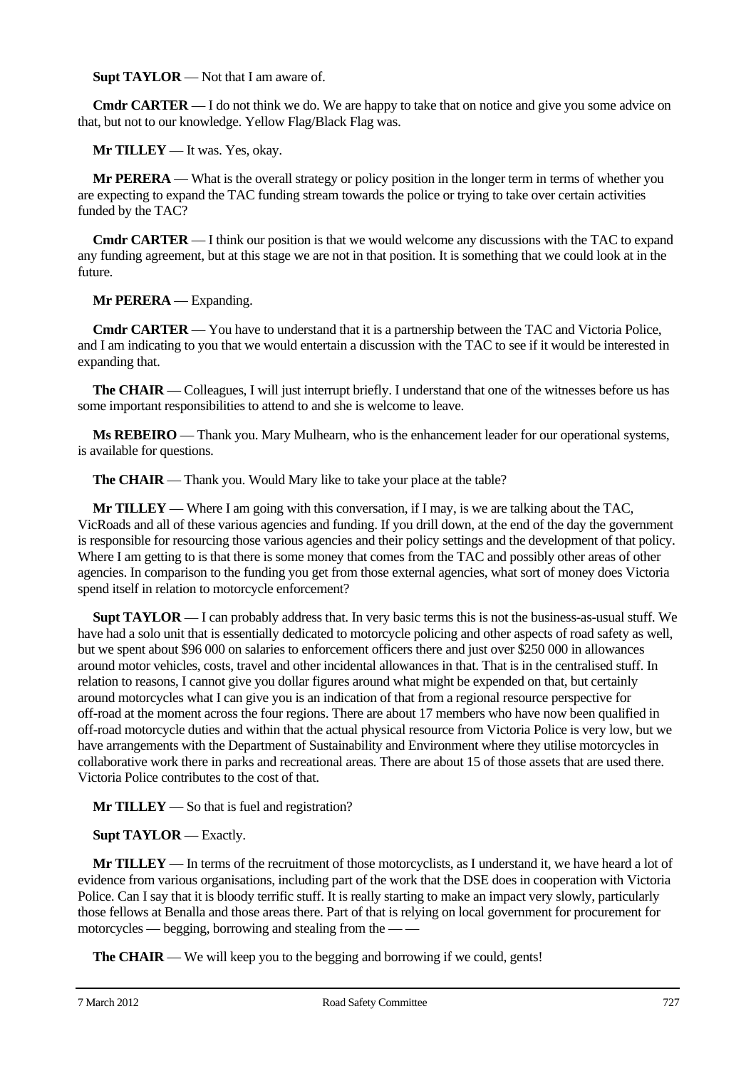**Supt TAYLOR** — Not that I am aware of.

**Cmdr CARTER** — I do not think we do. We are happy to take that on notice and give you some advice on that, but not to our knowledge. Yellow Flag/Black Flag was.

**Mr TILLEY** — It was. Yes, okay.

**Mr PERERA** — What is the overall strategy or policy position in the longer term in terms of whether you are expecting to expand the TAC funding stream towards the police or trying to take over certain activities funded by the TAC?

**Cmdr CARTER** — I think our position is that we would welcome any discussions with the TAC to expand any funding agreement, but at this stage we are not in that position. It is something that we could look at in the future.

**Mr PERERA** — Expanding.

**Cmdr CARTER** — You have to understand that it is a partnership between the TAC and Victoria Police, and I am indicating to you that we would entertain a discussion with the TAC to see if it would be interested in expanding that.

**The CHAIR** — Colleagues, I will just interrupt briefly. I understand that one of the witnesses before us has some important responsibilities to attend to and she is welcome to leave.

**Ms REBEIRO** — Thank you. Mary Mulhearn, who is the enhancement leader for our operational systems, is available for questions.

**The CHAIR** — Thank you. Would Mary like to take your place at the table?

**Mr TILLEY** — Where I am going with this conversation, if I may, is we are talking about the TAC, VicRoads and all of these various agencies and funding. If you drill down, at the end of the day the government is responsible for resourcing those various agencies and their policy settings and the development of that policy. Where I am getting to is that there is some money that comes from the TAC and possibly other areas of other agencies. In comparison to the funding you get from those external agencies, what sort of money does Victoria spend itself in relation to motorcycle enforcement?

**Supt TAYLOR** — I can probably address that. In very basic terms this is not the business-as-usual stuff. We have had a solo unit that is essentially dedicated to motorcycle policing and other aspects of road safety as well, but we spent about $96 000 on salaries to enforcement officers there and just over $250 000 in allowances around motor vehicles, costs, travel and other incidental allowances in that. That is in the centralised stuff. In relation to reasons, I cannot give you dollar figures around what might be expended on that, but certainly around motorcycles what I can give you is an indication of that from a regional resource perspective for off-road at the moment across the four regions. There are about 17 members who have now been qualified in off-road motorcycle duties and within that the actual physical resource from Victoria Police is very low, but we have arrangements with the Department of Sustainability and Environment where they utilise motorcycles in collaborative work there in parks and recreational areas. There are about 15 of those assets that are used there. Victoria Police contributes to the cost of that.

**Mr TILLEY** — So that is fuel and registration?

**Supt TAYLOR** — Exactly.

**Mr TILLEY** — In terms of the recruitment of those motorcyclists, as I understand it, we have heard a lot of evidence from various organisations, including part of the work that the DSE does in cooperation with Victoria Police. Can I say that it is bloody terrific stuff. It is really starting to make an impact very slowly, particularly those fellows at Benalla and those areas there. Part of that is relying on local government for procurement for motorcycles — begging, borrowing and stealing from the — —

**The CHAIR** — We will keep you to the begging and borrowing if we could, gents!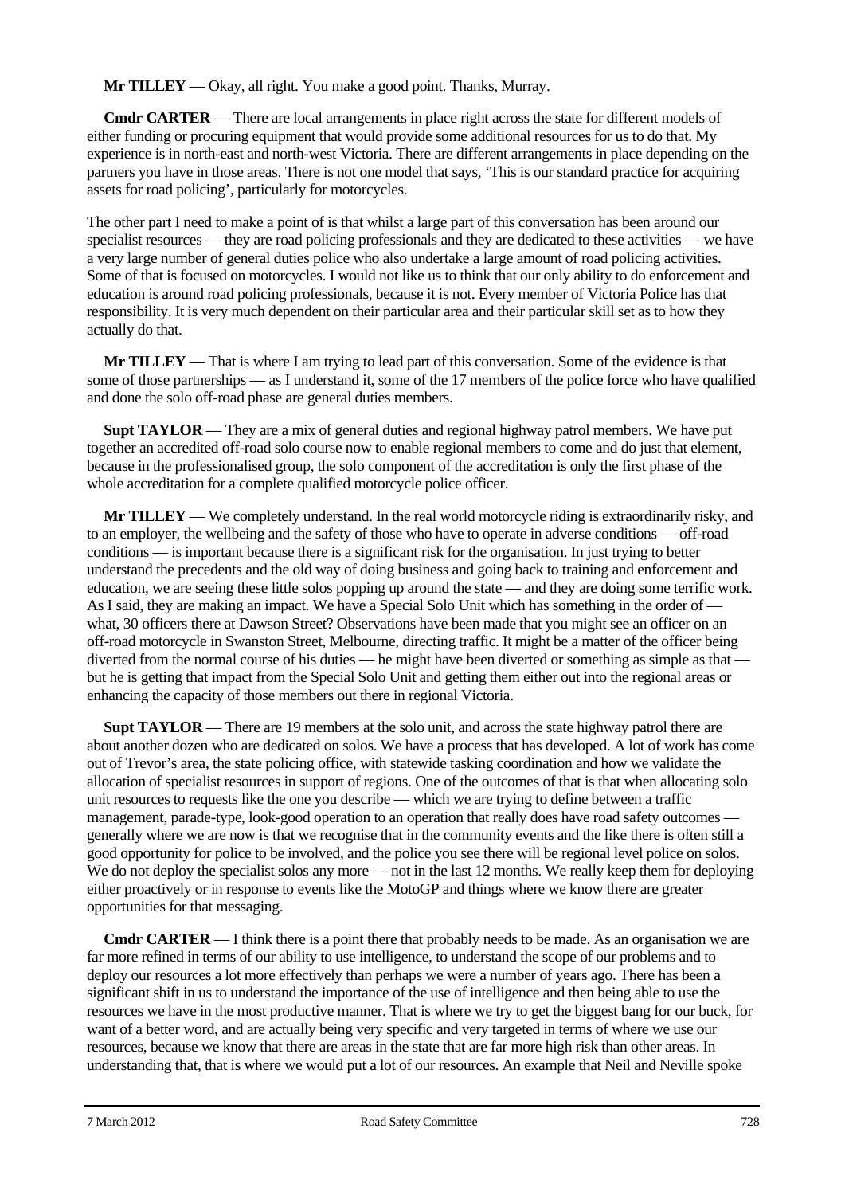**Mr TILLEY** — Okay, all right. You make a good point. Thanks, Murray.

**Cmdr CARTER** — There are local arrangements in place right across the state for different models of either funding or procuring equipment that would provide some additional resources for us to do that. My experience is in north-east and north-west Victoria. There are different arrangements in place depending on the partners you have in those areas. There is not one model that says, 'This is our standard practice for acquiring assets for road policing', particularly for motorcycles.

The other part I need to make a point of is that whilst a large part of this conversation has been around our specialist resources — they are road policing professionals and they are dedicated to these activities — we have a very large number of general duties police who also undertake a large amount of road policing activities. Some of that is focused on motorcycles. I would not like us to think that our only ability to do enforcement and education is around road policing professionals, because it is not. Every member of Victoria Police has that responsibility. It is very much dependent on their particular area and their particular skill set as to how they actually do that.

**Mr TILLEY** — That is where I am trying to lead part of this conversation. Some of the evidence is that some of those partnerships — as I understand it, some of the 17 members of the police force who have qualified and done the solo off-road phase are general duties members.

**Supt TAYLOR** — They are a mix of general duties and regional highway patrol members. We have put together an accredited off-road solo course now to enable regional members to come and do just that element, because in the professionalised group, the solo component of the accreditation is only the first phase of the whole accreditation for a complete qualified motorcycle police officer.

**Mr TILLEY** — We completely understand. In the real world motorcycle riding is extraordinarily risky, and to an employer, the wellbeing and the safety of those who have to operate in adverse conditions — off-road conditions — is important because there is a significant risk for the organisation. In just trying to better understand the precedents and the old way of doing business and going back to training and enforcement and education, we are seeing these little solos popping up around the state — and they are doing some terrific work. As I said, they are making an impact. We have a Special Solo Unit which has something in the order of — what, 30 officers there at Dawson Street? Observations have been made that you might see an officer on an off-road motorcycle in Swanston Street, Melbourne, directing traffic. It might be a matter of the officer being diverted from the normal course of his duties — he might have been diverted or something as simple as that — but he is getting that impact from the Special Solo Unit and getting them either out into the regional areas or enhancing the capacity of those members out there in regional Victoria.

**Supt TAYLOR** — There are 19 members at the solo unit, and across the state highway patrol there are about another dozen who are dedicated on solos. We have a process that has developed. A lot of work has come out of Trevor's area, the state policing office, with statewide tasking coordination and how we validate the allocation of specialist resources in support of regions. One of the outcomes of that is that when allocating solo unit resources to requests like the one you describe — which we are trying to define between a traffic management, parade-type, look-good operation to an operation that really does have road safety outcomes — generally where we are now is that we recognise that in the community events and the like there is often still a good opportunity for police to be involved, and the police you see there will be regional level police on solos. We do not deploy the specialist solos any more — not in the last 12 months. We really keep them for deploying either proactively or in response to events like the MotoGP and things where we know there are greater opportunities for that messaging.

**Cmdr CARTER** — I think there is a point there that probably needs to be made. As an organisation we are far more refined in terms of our ability to use intelligence, to understand the scope of our problems and to deploy our resources a lot more effectively than perhaps we were a number of years ago. There has been a significant shift in us to understand the importance of the use of intelligence and then being able to use the resources we have in the most productive manner. That is where we try to get the biggest bang for our buck, for want of a better word, and are actually being very specific and very targeted in terms of where we use our resources, because we know that there are areas in the state that are far more high risk than other areas. In understanding that, that is where we would put a lot of our resources. An example that Neil and Neville spoke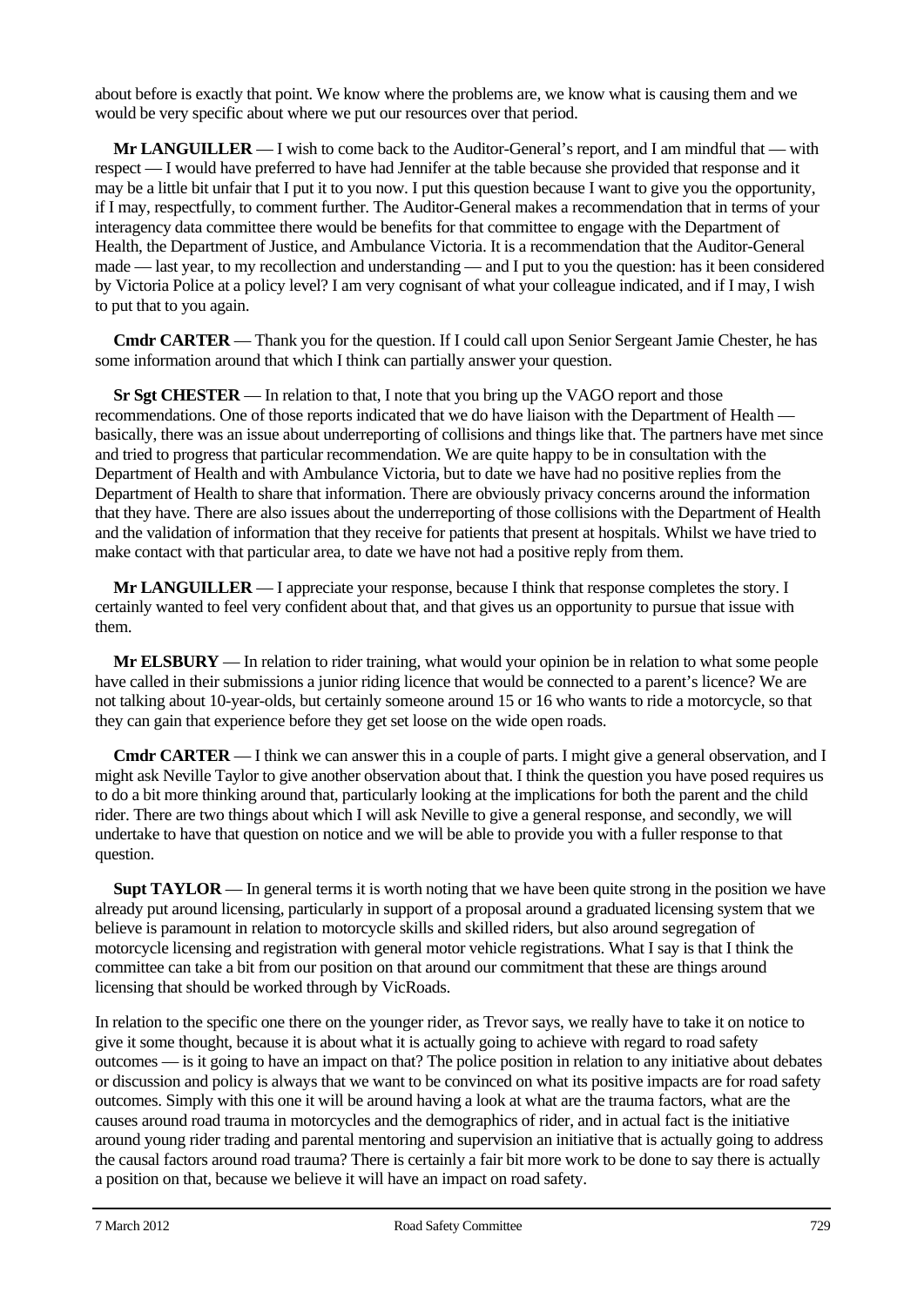about before is exactly that point. We know where the problems are, we know what is causing them and we would be very specific about where we put our resources over that period.

**Mr LANGUILLER** — I wish to come back to the Auditor-General's report, and I am mindful that — with respect — I would have preferred to have had Jennifer at the table because she provided that response and it may be a little bit unfair that I put it to you now. I put this question because I want to give you the opportunity, if I may, respectfully, to comment further. The Auditor-General makes a recommendation that in terms of your interagency data committee there would be benefits for that committee to engage with the Department of Health, the Department of Justice, and Ambulance Victoria. It is a recommendation that the Auditor-General made — last year, to my recollection and understanding — and I put to you the question: has it been considered by Victoria Police at a policy level? I am very cognisant of what your colleague indicated, and if I may, I wish to put that to you again.

**Cmdr CARTER** — Thank you for the question. If I could call upon Senior Sergeant Jamie Chester, he has some information around that which I think can partially answer your question.

**Sr Sgt CHESTER** — In relation to that, I note that you bring up the VAGO report and those recommendations. One of those reports indicated that we do have liaison with the Department of Health — basically, there was an issue about underreporting of collisions and things like that. The partners have met since and tried to progress that particular recommendation. We are quite happy to be in consultation with the Department of Health and with Ambulance Victoria, but to date we have had no positive replies from the Department of Health to share that information. There are obviously privacy concerns around the information that they have. There are also issues about the underreporting of those collisions with the Department of Health and the validation of information that they receive for patients that present at hospitals. Whilst we have tried to make contact with that particular area, to date we have not had a positive reply from them.

**Mr LANGUILLER** — I appreciate your response, because I think that response completes the story. I certainly wanted to feel very confident about that, and that gives us an opportunity to pursue that issue with them.

**Mr ELSBURY** — In relation to rider training, what would your opinion be in relation to what some people have called in their submissions a junior riding licence that would be connected to a parent's licence? We are not talking about 10-year-olds, but certainly someone around 15 or 16 who wants to ride a motorcycle, so that they can gain that experience before they get set loose on the wide open roads.

**Cmdr CARTER** — I think we can answer this in a couple of parts. I might give a general observation, and I might ask Neville Taylor to give another observation about that. I think the question you have posed requires us to do a bit more thinking around that, particularly looking at the implications for both the parent and the child rider. There are two things about which I will ask Neville to give a general response, and secondly, we will undertake to have that question on notice and we will be able to provide you with a fuller response to that question.

**Supt TAYLOR** — In general terms it is worth noting that we have been quite strong in the position we have already put around licensing, particularly in support of a proposal around a graduated licensing system that we believe is paramount in relation to motorcycle skills and skilled riders, but also around segregation of motorcycle licensing and registration with general motor vehicle registrations. What I say is that I think the committee can take a bit from our position on that around our commitment that these are things around licensing that should be worked through by VicRoads.

In relation to the specific one there on the younger rider, as Trevor says, we really have to take it on notice to give it some thought, because it is about what it is actually going to achieve with regard to road safety outcomes — is it going to have an impact on that? The police position in relation to any initiative about debates or discussion and policy is always that we want to be convinced on what its positive impacts are for road safety outcomes. Simply with this one it will be around having a look at what are the trauma factors, what are the causes around road trauma in motorcycles and the demographics of rider, and in actual fact is the initiative around young rider trading and parental mentoring and supervision an initiative that is actually going to address the causal factors around road trauma? There is certainly a fair bit more work to be done to say there is actually a position on that, because we believe it will have an impact on road safety.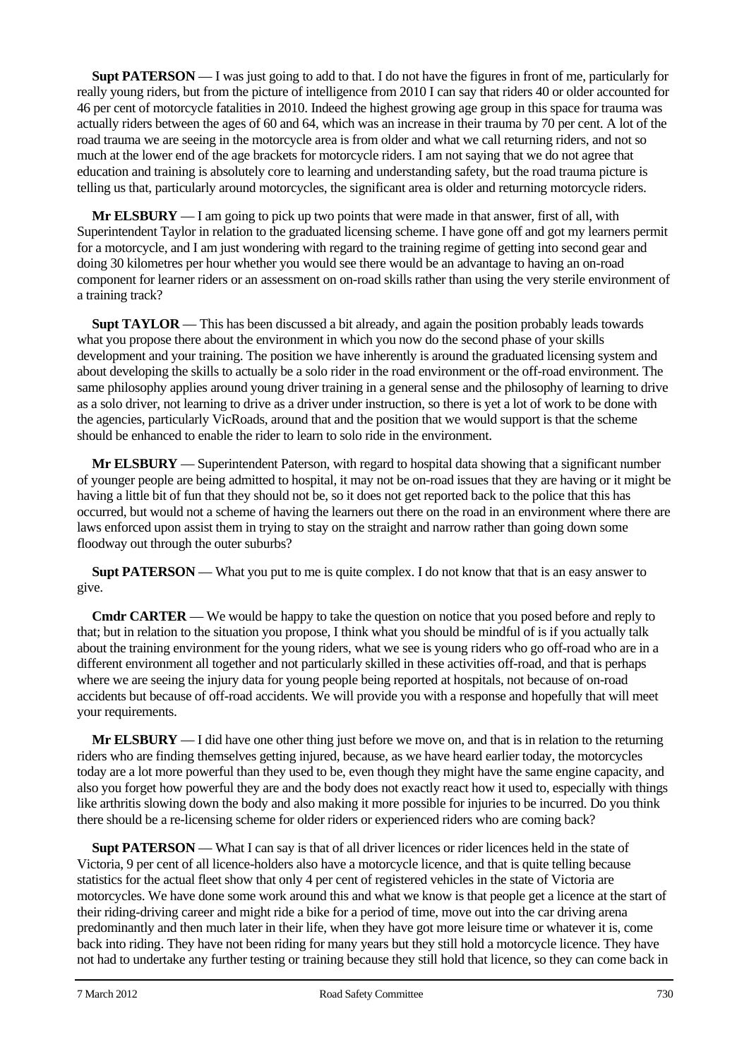**Supt PATERSON** — I was just going to add to that. I do not have the figures in front of me, particularly for really young riders, but from the picture of intelligence from 2010 I can say that riders 40 or older accounted for 46 per cent of motorcycle fatalities in 2010. Indeed the highest growing age group in this space for trauma was actually riders between the ages of 60 and 64, which was an increase in their trauma by 70 per cent. A lot of the road trauma we are seeing in the motorcycle area is from older and what we call returning riders, and not so much at the lower end of the age brackets for motorcycle riders. I am not saying that we do not agree that education and training is absolutely core to learning and understanding safety, but the road trauma picture is telling us that, particularly around motorcycles, the significant area is older and returning motorcycle riders.

**Mr ELSBURY** — I am going to pick up two points that were made in that answer, first of all, with Superintendent Taylor in relation to the graduated licensing scheme. I have gone off and got my learners permit for a motorcycle, and I am just wondering with regard to the training regime of getting into second gear and doing 30 kilometres per hour whether you would see there would be an advantage to having an on-road component for learner riders or an assessment on on-road skills rather than using the very sterile environment of a training track?

**Supt TAYLOR** — This has been discussed a bit already, and again the position probably leads towards what you propose there about the environment in which you now do the second phase of your skills development and your training. The position we have inherently is around the graduated licensing system and about developing the skills to actually be a solo rider in the road environment or the off-road environment. The same philosophy applies around young driver training in a general sense and the philosophy of learning to drive as a solo driver, not learning to drive as a driver under instruction, so there is yet a lot of work to be done with the agencies, particularly VicRoads, around that and the position that we would support is that the scheme should be enhanced to enable the rider to learn to solo ride in the environment.

**Mr ELSBURY** — Superintendent Paterson, with regard to hospital data showing that a significant number of younger people are being admitted to hospital, it may not be on-road issues that they are having or it might be having a little bit of fun that they should not be, so it does not get reported back to the police that this has occurred, but would not a scheme of having the learners out there on the road in an environment where there are laws enforced upon assist them in trying to stay on the straight and narrow rather than going down some floodway out through the outer suburbs?

**Supt PATERSON** — What you put to me is quite complex. I do not know that that is an easy answer to give.

**Cmdr CARTER** — We would be happy to take the question on notice that you posed before and reply to that; but in relation to the situation you propose, I think what you should be mindful of is if you actually talk about the training environment for the young riders, what we see is young riders who go off-road who are in a different environment all together and not particularly skilled in these activities off-road, and that is perhaps where we are seeing the injury data for young people being reported at hospitals, not because of on-road accidents but because of off-road accidents. We will provide you with a response and hopefully that will meet your requirements.

**Mr ELSBURY** — I did have one other thing just before we move on, and that is in relation to the returning riders who are finding themselves getting injured, because, as we have heard earlier today, the motorcycles today are a lot more powerful than they used to be, even though they might have the same engine capacity, and also you forget how powerful they are and the body does not exactly react how it used to, especially with things like arthritis slowing down the body and also making it more possible for injuries to be incurred. Do you think there should be a re-licensing scheme for older riders or experienced riders who are coming back?

**Supt PATERSON** — What I can say is that of all driver licences or rider licences held in the state of Victoria, 9 per cent of all licence-holders also have a motorcycle licence, and that is quite telling because statistics for the actual fleet show that only 4 per cent of registered vehicles in the state of Victoria are motorcycles. We have done some work around this and what we know is that people get a licence at the start of their riding-driving career and might ride a bike for a period of time, move out into the car driving arena predominantly and then much later in their life, when they have got more leisure time or whatever it is, come back into riding. They have not been riding for many years but they still hold a motorcycle licence. They have not had to undertake any further testing or training because they still hold that licence, so they can come back in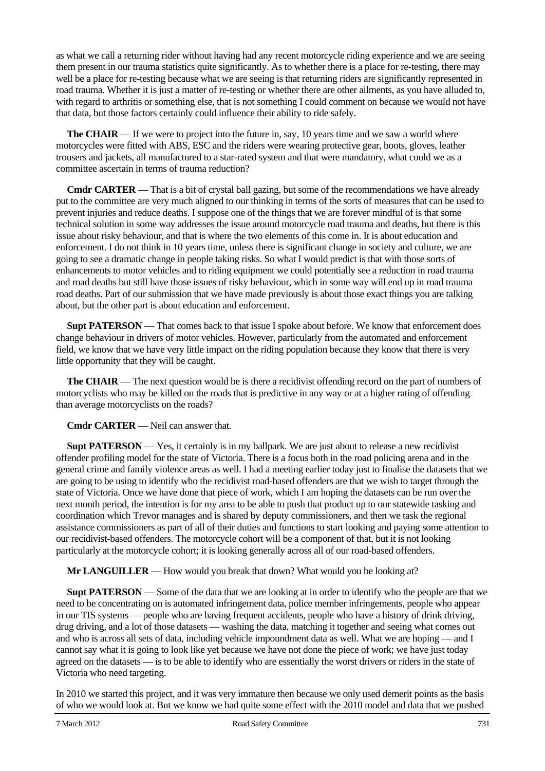as what we call a returning rider without having had any recent motorcycle riding experience and we are seeing them present in our trauma statistics quite significantly. As to whether there is a place for re-testing, there may well be a place for re-testing because what we are seeing is that returning riders are significantly represented in road trauma. Whether it is just a matter of re-testing or whether there are other ailments, as you have alluded to, with regard to arthritis or something else, that is not something I could comment on because we would not have that data, but those factors certainly could influence their ability to ride safely.

**The CHAIR** — If we were to project into the future in, say, 10 years time and we saw a world where motorcycles were fitted with ABS, ESC and the riders were wearing protective gear, boots, gloves, leather trousers and jackets, all manufactured to a star-rated system and that were mandatory, what could we as a committee ascertain in terms of trauma reduction?

**Cmdr CARTER** — That is a bit of crystal ball gazing, but some of the recommendations we have already put to the committee are very much aligned to our thinking in terms of the sorts of measures that can be used to prevent injuries and reduce deaths. I suppose one of the things that we are forever mindful of is that some technical solution in some way addresses the issue around motorcycle road trauma and deaths, but there is this issue about risky behaviour, and that is where the two elements of this come in. It is about education and enforcement. I do not think in 10 years time, unless there is significant change in society and culture, we are going to see a dramatic change in people taking risks. So what I would predict is that with those sorts of enhancements to motor vehicles and to riding equipment we could potentially see a reduction in road trauma and road deaths but still have those issues of risky behaviour, which in some way will end up in road trauma road deaths. Part of our submission that we have made previously is about those exact things you are talking about, but the other part is about education and enforcement.

**Supt PATERSON** — That comes back to that issue I spoke about before. We know that enforcement does change behaviour in drivers of motor vehicles. However, particularly from the automated and enforcement field, we know that we have very little impact on the riding population because they know that there is very little opportunity that they will be caught.

**The CHAIR** — The next question would be is there a recidivist offending record on the part of numbers of motorcyclists who may be killed on the roads that is predictive in any way or at a higher rating of offending than average motorcyclists on the roads?

**Cmdr CARTER** — Neil can answer that.

**Supt PATERSON** — Yes, it certainly is in my ballpark. We are just about to release a new recidivist offender profiling model for the state of Victoria. There is a focus both in the road policing arena and in the general crime and family violence areas as well. I had a meeting earlier today just to finalise the datasets that we are going to be using to identify who the recidivist road-based offenders are that we wish to target through the state of Victoria. Once we have done that piece of work, which I am hoping the datasets can be run over the next month period, the intention is for my area to be able to push that product up to our statewide tasking and coordination which Trevor manages and is shared by deputy commissioners, and then we task the regional assistance commissioners as part of all of their duties and functions to start looking and paying some attention to our recidivist-based offenders. The motorcycle cohort will be a component of that, but it is not looking particularly at the motorcycle cohort; it is looking generally across all of our road-based offenders.

**Mr LANGUILLER** — How would you break that down? What would you be looking at?

**Supt PATERSON** — Some of the data that we are looking at in order to identify who the people are that we need to be concentrating on is automated infringement data, police member infringements, people who appear in our TIS systems — people who are having frequent accidents, people who have a history of drink driving, drug driving, and a lot of those datasets — washing the data, matching it together and seeing what comes out and who is across all sets of data, including vehicle impoundment data as well. What we are hoping — and I cannot say what it is going to look like yet because we have not done the piece of work; we have just today agreed on the datasets — is to be able to identify who are essentially the worst drivers or riders in the state of Victoria who need targeting.

In 2010 we started this project, and it was very immature then because we only used demerit points as the basis of who we would look at. But we know we had quite some effect with the 2010 model and data that we pushed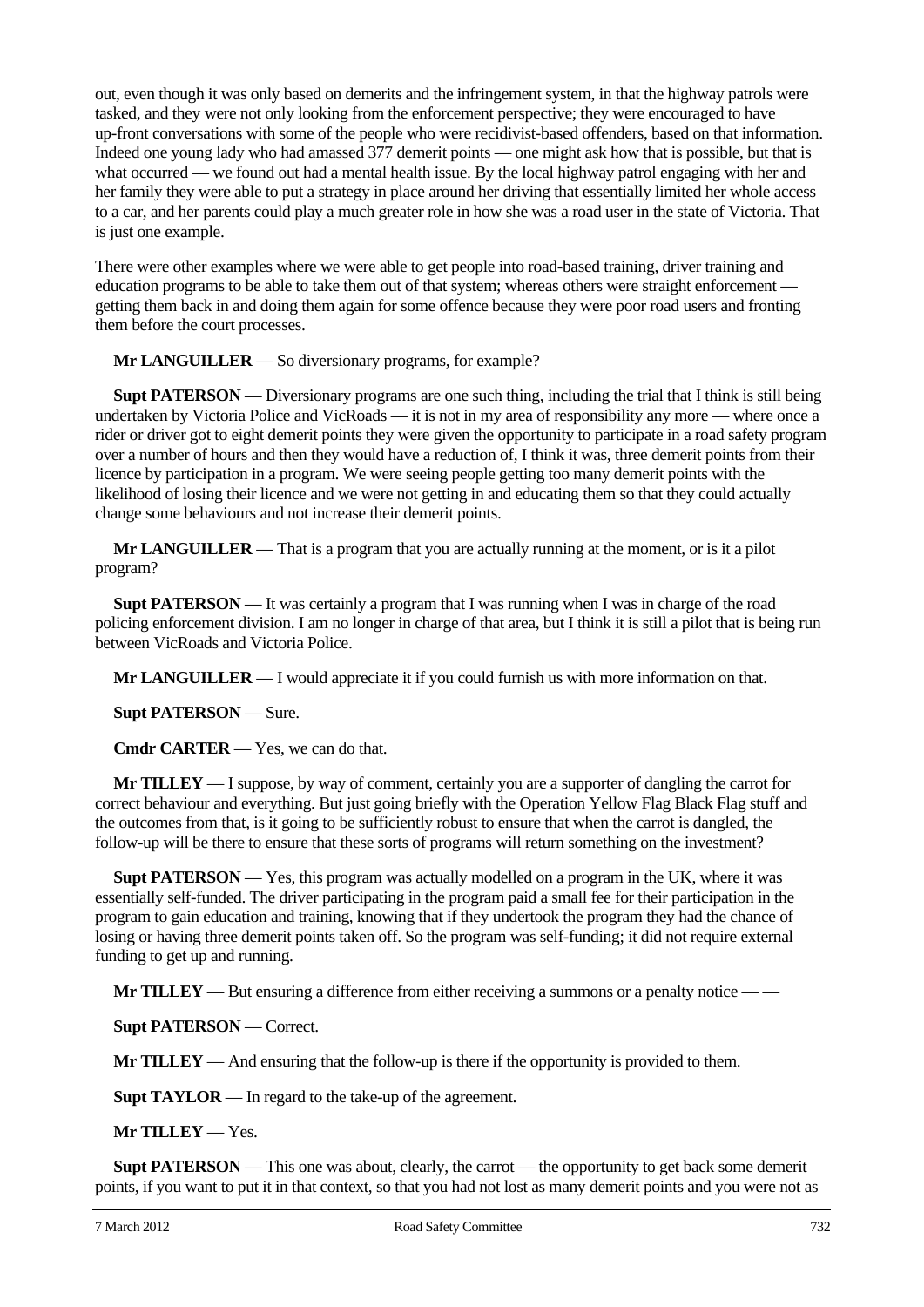out, even though it was only based on demerits and the infringement system, in that the highway patrols were tasked, and they were not only looking from the enforcement perspective; they were encouraged to have up-front conversations with some of the people who were recidivist-based offenders, based on that information. Indeed one young lady who had amassed 377 demerit points — one might ask how that is possible, but that is what occurred — we found out had a mental health issue. By the local highway patrol engaging with her and her family they were able to put a strategy in place around her driving that essentially limited her whole access to a car, and her parents could play a much greater role in how she was a road user in the state of Victoria. That is just one example.

There were other examples where we were able to get people into road-based training, driver training and education programs to be able to take them out of that system; whereas others were straight enforcement — getting them back in and doing them again for some offence because they were poor road users and fronting them before the court processes.

**Mr LANGUILLER** — So diversionary programs, for example?

**Supt PATERSON** — Diversionary programs are one such thing, including the trial that I think is still being undertaken by Victoria Police and VicRoads — it is not in my area of responsibility any more — where once a rider or driver got to eight demerit points they were given the opportunity to participate in a road safety program over a number of hours and then they would have a reduction of, I think it was, three demerit points from their licence by participation in a program. We were seeing people getting too many demerit points with the likelihood of losing their licence and we were not getting in and educating them so that they could actually change some behaviours and not increase their demerit points.

**Mr LANGUILLER** — That is a program that you are actually running at the moment, or is it a pilot program?

**Supt PATERSON** — It was certainly a program that I was running when I was in charge of the road policing enforcement division. I am no longer in charge of that area, but I think it is still a pilot that is being run between VicRoads and Victoria Police.

**Mr LANGUILLER** — I would appreciate it if you could furnish us with more information on that.

**Supt PATERSON** — Sure.

**Cmdr CARTER** — Yes, we can do that.

**Mr TILLEY** — I suppose, by way of comment, certainly you are a supporter of dangling the carrot for correct behaviour and everything. But just going briefly with the Operation Yellow Flag Black Flag stuff and the outcomes from that, is it going to be sufficiently robust to ensure that when the carrot is dangled, the follow-up will be there to ensure that these sorts of programs will return something on the investment?

**Supt PATERSON** — Yes, this program was actually modelled on a program in the UK, where it was essentially self-funded. The driver participating in the program paid a small fee for their participation in the program to gain education and training, knowing that if they undertook the program they had the chance of losing or having three demerit points taken off. So the program was self-funding; it did not require external funding to get up and running.

**Mr TILLEY** — But ensuring a difference from either receiving a summons or a penalty notice — —

**Supt PATERSON** — Correct.

**Mr TILLEY** — And ensuring that the follow-up is there if the opportunity is provided to them.

**Supt TAYLOR** — In regard to the take-up of the agreement.

**Mr TILLEY** — Yes.

**Supt PATERSON** — This one was about, clearly, the carrot — the opportunity to get back some demerit points, if you want to put it in that context, so that you had not lost as many demerit points and you were not as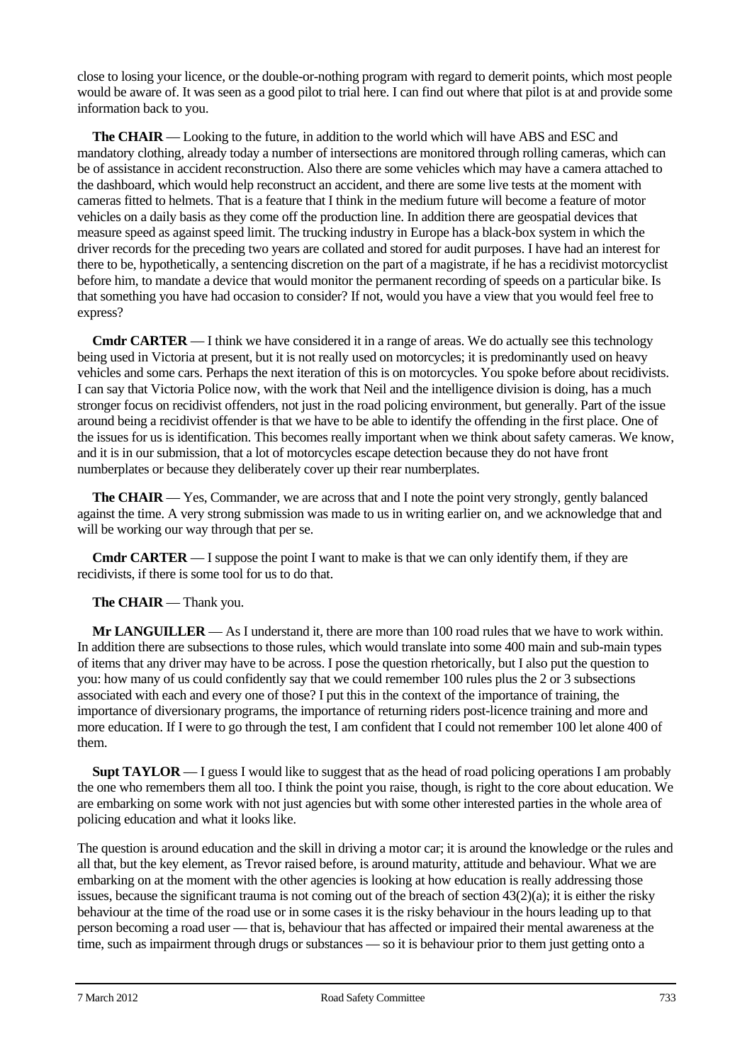close to losing your licence, or the double-or-nothing program with regard to demerit points, which most people would be aware of. It was seen as a good pilot to trial here. I can find out where that pilot is at and provide some information back to you.

**The CHAIR** — Looking to the future, in addition to the world which will have ABS and ESC and mandatory clothing, already today a number of intersections are monitored through rolling cameras, which can be of assistance in accident reconstruction. Also there are some vehicles which may have a camera attached to the dashboard, which would help reconstruct an accident, and there are some live tests at the moment with cameras fitted to helmets. That is a feature that I think in the medium future will become a feature of motor vehicles on a daily basis as they come off the production line. In addition there are geospatial devices that measure speed as against speed limit. The trucking industry in Europe has a black-box system in which the driver records for the preceding two years are collated and stored for audit purposes. I have had an interest for there to be, hypothetically, a sentencing discretion on the part of a magistrate, if he has a recidivist motorcyclist before him, to mandate a device that would monitor the permanent recording of speeds on a particular bike. Is that something you have had occasion to consider? If not, would you have a view that you would feel free to express?

**Cmdr CARTER** — I think we have considered it in a range of areas. We do actually see this technology being used in Victoria at present, but it is not really used on motorcycles; it is predominantly used on heavy vehicles and some cars. Perhaps the next iteration of this is on motorcycles. You spoke before about recidivists. I can say that Victoria Police now, with the work that Neil and the intelligence division is doing, has a much stronger focus on recidivist offenders, not just in the road policing environment, but generally. Part of the issue around being a recidivist offender is that we have to be able to identify the offending in the first place. One of the issues for us is identification. This becomes really important when we think about safety cameras. We know, and it is in our submission, that a lot of motorcycles escape detection because they do not have front numberplates or because they deliberately cover up their rear numberplates.

**The CHAIR** — Yes, Commander, we are across that and I note the point very strongly, gently balanced against the time. A very strong submission was made to us in writing earlier on, and we acknowledge that and will be working our way through that per se.

**Cmdr CARTER** — I suppose the point I want to make is that we can only identify them, if they are recidivists, if there is some tool for us to do that.

**The CHAIR** — Thank you.

**Mr LANGUILLER** — As I understand it, there are more than 100 road rules that we have to work within. In addition there are subsections to those rules, which would translate into some 400 main and sub-main types of items that any driver may have to be across. I pose the question rhetorically, but I also put the question to you: how many of us could confidently say that we could remember 100 rules plus the 2 or 3 subsections associated with each and every one of those? I put this in the context of the importance of training, the importance of diversionary programs, the importance of returning riders post-licence training and more and more education. If I were to go through the test, I am confident that I could not remember 100 let alone 400 of them.

**Supt TAYLOR** — I guess I would like to suggest that as the head of road policing operations I am probably the one who remembers them all too. I think the point you raise, though, is right to the core about education. We are embarking on some work with not just agencies but with some other interested parties in the whole area of policing education and what it looks like.

The question is around education and the skill in driving a motor car; it is around the knowledge or the rules and all that, but the key element, as Trevor raised before, is around maturity, attitude and behaviour. What we are embarking on at the moment with the other agencies is looking at how education is really addressing those issues, because the significant trauma is not coming out of the breach of section 43(2)(a); it is either the risky behaviour at the time of the road use or in some cases it is the risky behaviour in the hours leading up to that person becoming a road user — that is, behaviour that has affected or impaired their mental awareness at the time, such as impairment through drugs or substances — so it is behaviour prior to them just getting onto a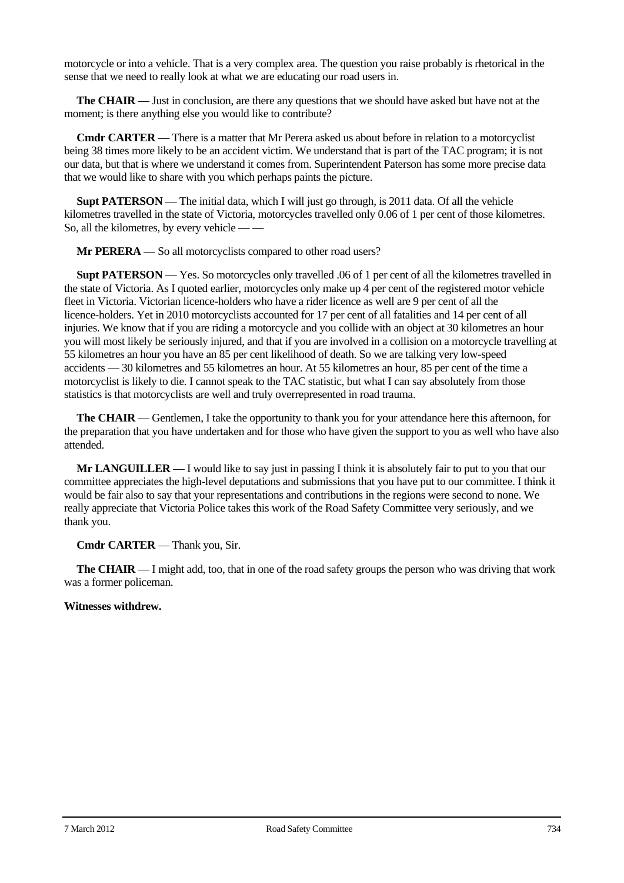motorcycle or into a vehicle. That is a very complex area. The question you raise probably is rhetorical in the sense that we need to really look at what we are educating our road users in.

**The CHAIR** — Just in conclusion, are there any questions that we should have asked but have not at the moment; is there anything else you would like to contribute?

**Cmdr CARTER** — There is a matter that Mr Perera asked us about before in relation to a motorcyclist being 38 times more likely to be an accident victim. We understand that is part of the TAC program; it is not our data, but that is where we understand it comes from. Superintendent Paterson has some more precise data that we would like to share with you which perhaps paints the picture.

**Supt PATERSON** — The initial data, which I will just go through, is 2011 data. Of all the vehicle kilometres travelled in the state of Victoria, motorcycles travelled only 0.06 of 1 per cent of those kilometres. So, all the kilometres, by every vehicle — —

**Mr PERERA** — So all motorcyclists compared to other road users?

**Supt PATERSON** — Yes. So motorcycles only travelled .06 of 1 per cent of all the kilometres travelled in the state of Victoria. As I quoted earlier, motorcycles only make up 4 per cent of the registered motor vehicle fleet in Victoria. Victorian licence-holders who have a rider licence as well are 9 per cent of all the licence-holders. Yet in 2010 motorcyclists accounted for 17 per cent of all fatalities and 14 per cent of all injuries. We know that if you are riding a motorcycle and you collide with an object at 30 kilometres an hour you will most likely be seriously injured, and that if you are involved in a collision on a motorcycle travelling at 55 kilometres an hour you have an 85 per cent likelihood of death. So we are talking very low-speed accidents — 30 kilometres and 55 kilometres an hour. At 55 kilometres an hour, 85 per cent of the time a motorcyclist is likely to die. I cannot speak to the TAC statistic, but what I can say absolutely from those statistics is that motorcyclists are well and truly overrepresented in road trauma.

**The CHAIR** — Gentlemen, I take the opportunity to thank you for your attendance here this afternoon, for the preparation that you have undertaken and for those who have given the support to you as well who have also attended.

**Mr LANGUILLER** — I would like to say just in passing I think it is absolutely fair to put to you that our committee appreciates the high-level deputations and submissions that you have put to our committee. I think it would be fair also to say that your representations and contributions in the regions were second to none. We really appreciate that Victoria Police takes this work of the Road Safety Committee very seriously, and we thank you.

**Cmdr CARTER** — Thank you, Sir.

**The CHAIR** — I might add, too, that in one of the road safety groups the person who was driving that work was a former policeman.

**Witnesses withdrew.**